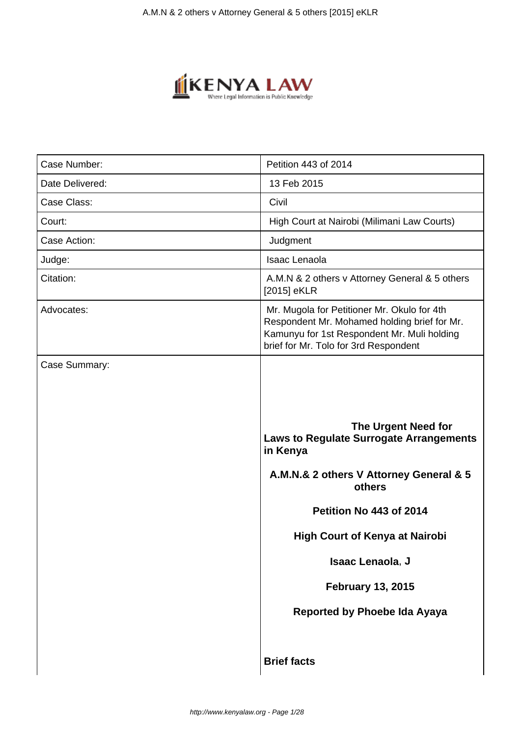| | |
|---|---|
| Case Number: | Petition 443 of 2014 |
| Date Delivered: | 13 Feb 2015 |
| Case Class: | Civil |
| Court: | High Court at Nairobi (Milimani Law Courts) |
| Case Action: | Judgment |
| Judge: | Isaac Lenaola |
| Citation: | A.M.N & 2 others v Attorney General & 5 others [2015] eKLR |
| Advocates: | Mr. Mugola for Petitioner Mr. Okulo for 4th Respondent Mr. Mohamed holding brief for Mr. Kamunyu for 1st Respondent Mr. Muli holding brief for Mr. Tolo for 3rd Respondent |
| Case Summary: | **The Urgent Need for Laws to Regulate Surrogate Arrangements in Kenya**<br><br>**A.M.N.& 2 others V Attorney General & 5 others**<br><br>**Petition No 443 of 2014**<br><br>**High Court of Kenya at Nairobi**<br><br>**Isaac Lenaola, J**<br><br>**February 13, 2015**<br><br>**Reported by Phoebe Ida Ayaya**<br><br>**Brief facts** |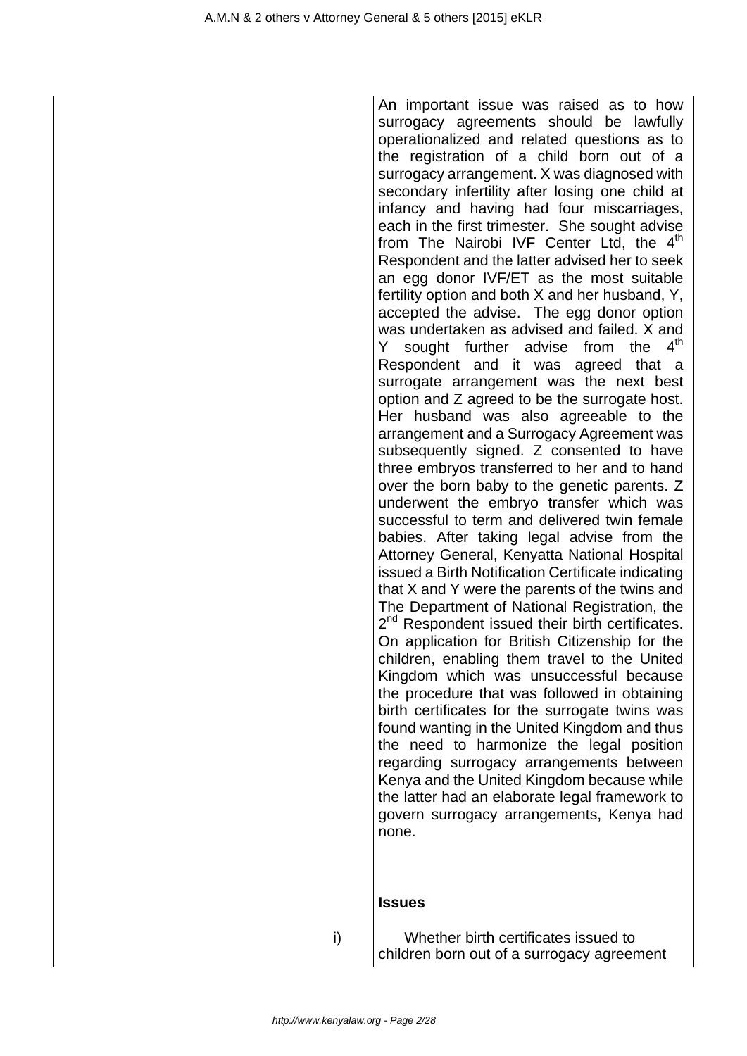An important issue was raised as to how surrogacy agreements should be lawfully operationalized and related questions as to the registration of a child born out of a surrogacy arrangement. X was diagnosed with secondary infertility after losing one child at infancy and having had four miscarriages, each in the first trimester. She sought advise from The Nairobi IVF Center Ltd, the 4th Respondent and the latter advised her to seek an egg donor IVF/ET as the most suitable fertility option and both X and her husband, Y, accepted the advise. The egg donor option was undertaken as advised and failed. X and Y sought further advise from the 4th Respondent and it was agreed that a surrogate arrangement was the next best option and Z agreed to be the surrogate host. Her husband was also agreeable to the arrangement and a Surrogacy Agreement was subsequently signed. Z consented to have three embryos transferred to her and to hand over the born baby to the genetic parents. Z underwent the embryo transfer which was successful to term and delivered twin female babies. After taking legal advise from the Attorney General, Kenyatta National Hospital issued a Birth Notification Certificate indicating that X and Y were the parents of the twins and The Department of National Registration, the 2nd Respondent issued their birth certificates. On application for British Citizenship for the children, enabling them travel to the United Kingdom which was unsuccessful because the procedure that was followed in obtaining birth certificates for the surrogate twins was found wanting in the United Kingdom and thus the need to harmonize the legal position regarding surrogacy arrangements between Kenya and the United Kingdom because while the latter had an elaborate legal framework to govern surrogacy arrangements, Kenya had none.

**Issues**

i) Whether birth certificates issued to children born out of a surrogacy agreement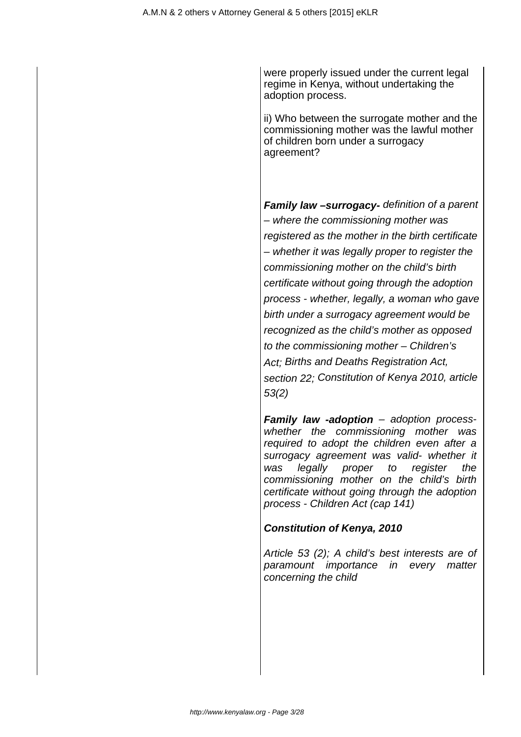were properly issued under the current legal regime in Kenya, without undertaking the adoption process.

ii) Who between the surrogate mother and the commissioning mother was the lawful mother of children born under a surrogacy agreement?

**Family law –surrogacy-** *definition of a parent – where the commissioning mother was registered as the mother in the birth certificate – whether it was legally proper to register the commissioning mother on the child's birth certificate without going through the adoption process - whether, legally, a woman who gave birth under a surrogacy agreement would be recognized as the child's mother as opposed to the commissioning mother – Children's Act; Births and Deaths Registration Act, section 22; Constitution of Kenya 2010, article 53(2)*

**Family law -adoption** – *adoption process- whether the commissioning mother was required to adopt the children even after a surrogacy agreement was valid- whether it was legally proper to register the commissioning mother on the child's birth certificate without going through the adoption process - Children Act (cap 141)*

**Constitution of Kenya, 2010**

*Article 53 (2); A child's best interests are of paramount importance in every matter concerning the child*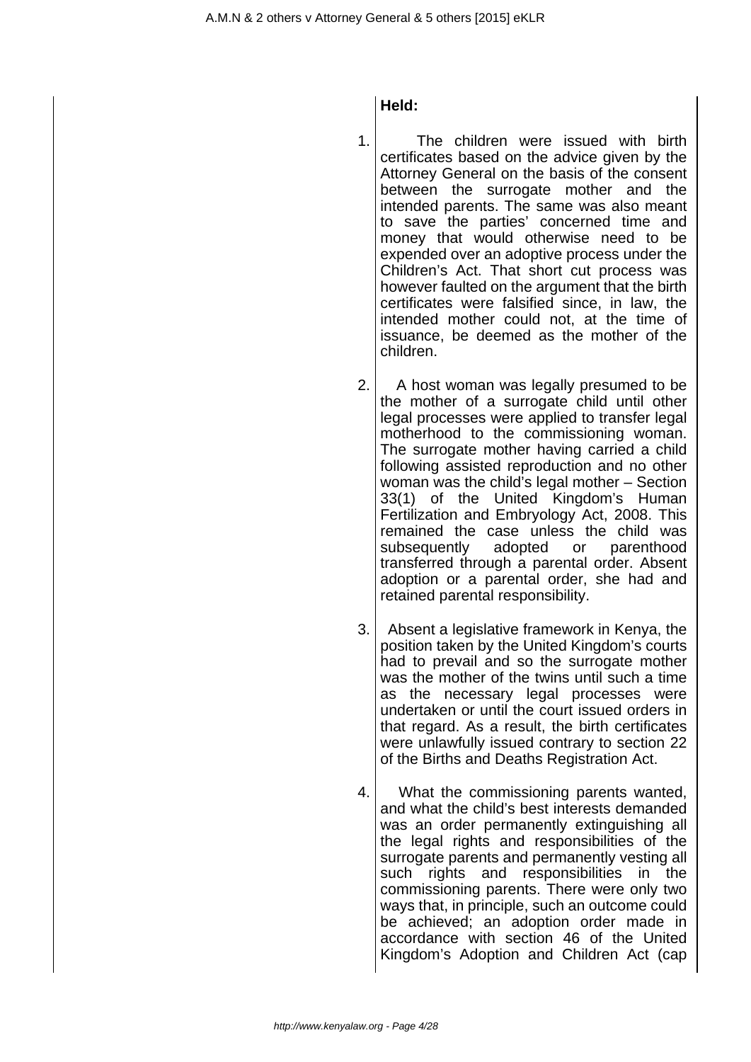**Held:**

1. The children were issued with birth certificates based on the advice given by the Attorney General on the basis of the consent between the surrogate mother and the intended parents. The same was also meant to save the parties' concerned time and money that would otherwise need to be expended over an adoptive process under the Children's Act. That short cut process was however faulted on the argument that the birth certificates were falsified since, in law, the intended mother could not, at the time of issuance, be deemed as the mother of the children.

2. A host woman was legally presumed to be the mother of a surrogate child until other legal processes were applied to transfer legal motherhood to the commissioning woman. The surrogate mother having carried a child following assisted reproduction and no other woman was the child's legal mother – Section 33(1) of the United Kingdom's Human Fertilization and Embryology Act, 2008. This remained the case unless the child was subsequently adopted or parenthood transferred through a parental order. Absent adoption or a parental order, she had and retained parental responsibility.

3. Absent a legislative framework in Kenya, the position taken by the United Kingdom's courts had to prevail and so the surrogate mother was the mother of the twins until such a time as the necessary legal processes were undertaken or until the court issued orders in that regard. As a result, the birth certificates were unlawfully issued contrary to section 22 of the Births and Deaths Registration Act.

4. What the commissioning parents wanted, and what the child's best interests demanded was an order permanently extinguishing all the legal rights and responsibilities of the surrogate parents and permanently vesting all such rights and responsibilities in the commissioning parents. There were only two ways that, in principle, such an outcome could be achieved; an adoption order made in accordance with section 46 of the United Kingdom's Adoption and Children Act (cap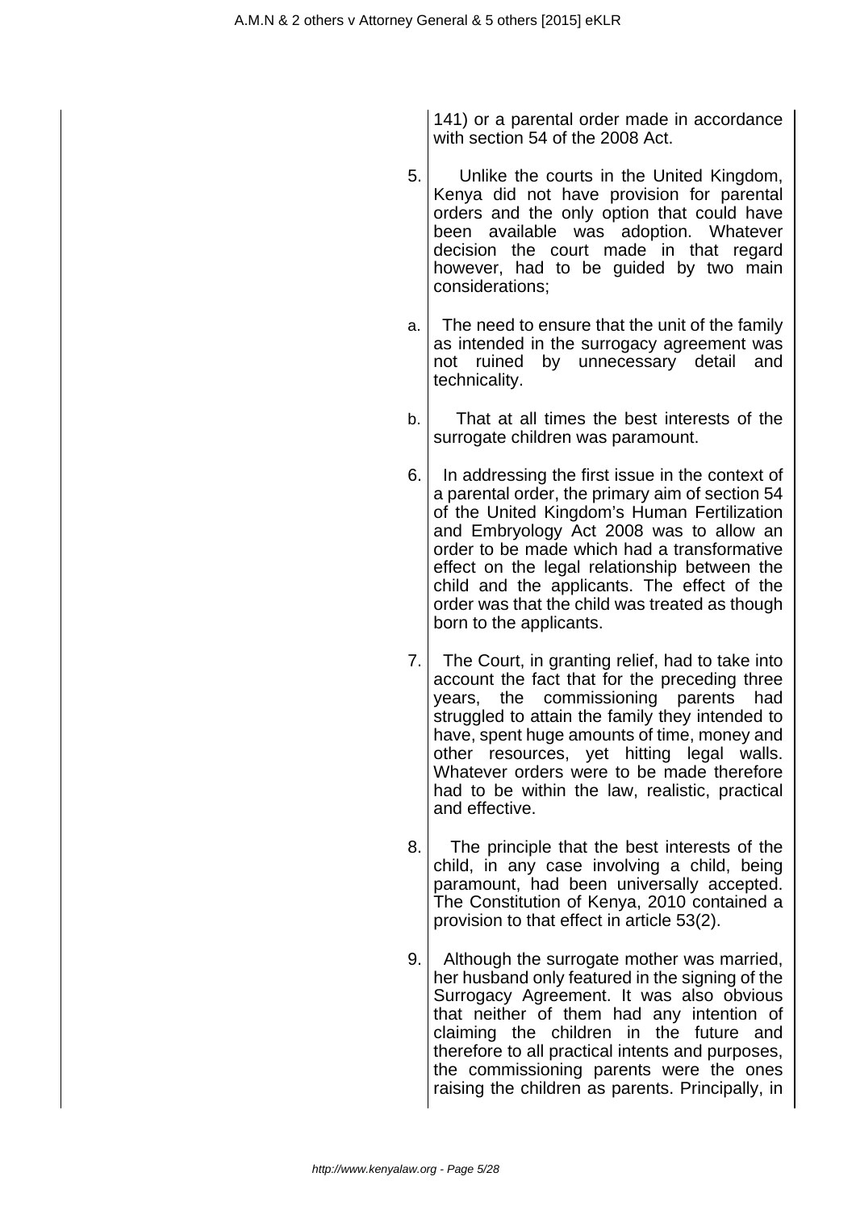141) or a parental order made in accordance with section 54 of the 2008 Act.

5. Unlike the courts in the United Kingdom, Kenya did not have provision for parental orders and the only option that could have been available was adoption. Whatever decision the court made in that regard however, had to be guided by two main considerations;

   a. The need to ensure that the unit of the family as intended in the surrogacy agreement was not ruined by unnecessary detail and technicality.

   b. That at all times the best interests of the surrogate children was paramount.

6. In addressing the first issue in the context of a parental order, the primary aim of section 54 of the United Kingdom's Human Fertilization and Embryology Act 2008 was to allow an order to be made which had a transformative effect on the legal relationship between the child and the applicants. The effect of the order was that the child was treated as though born to the applicants.

7. The Court, in granting relief, had to take into account the fact that for the preceding three years, the commissioning parents had struggled to attain the family they intended to have, spent huge amounts of time, money and other resources, yet hitting legal walls. Whatever orders were to be made therefore had to be within the law, realistic, practical and effective.

8. The principle that the best interests of the child, in any case involving a child, being paramount, had been universally accepted. The Constitution of Kenya, 2010 contained a provision to that effect in article 53(2).

9. Although the surrogate mother was married, her husband only featured in the signing of the Surrogacy Agreement. It was also obvious that neither of them had any intention of claiming the children in the future and therefore to all practical intents and purposes, the commissioning parents were the ones raising the children as parents. Principally, in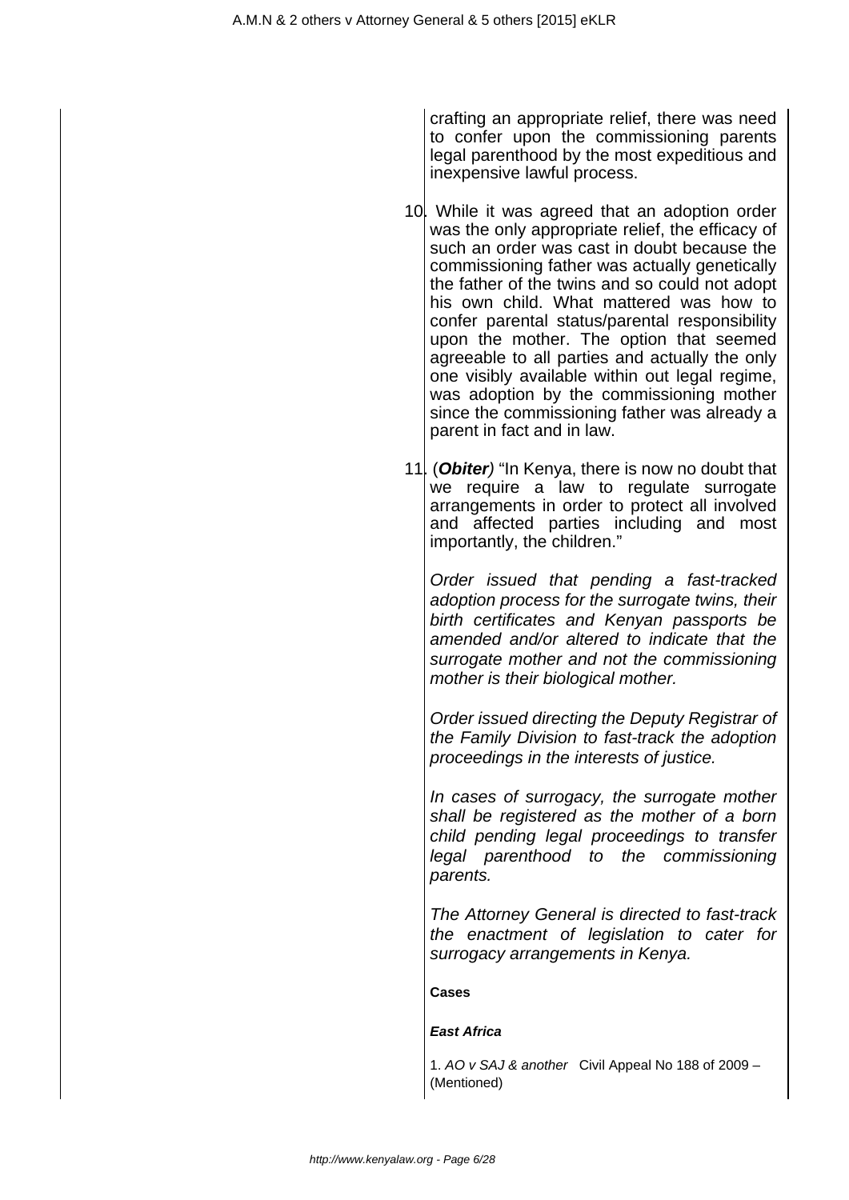crafting an appropriate relief, there was need to confer upon the commissioning parents legal parenthood by the most expeditious and inexpensive lawful process.

10. While it was agreed that an adoption order was the only appropriate relief, the efficacy of such an order was cast in doubt because the commissioning father was actually genetically the father of the twins and so could not adopt his own child. What mattered was how to confer parental status/parental responsibility upon the mother. The option that seemed agreeable to all parties and actually the only one visibly available within out legal regime, was adoption by the commissioning mother since the commissioning father was already a parent in fact and in law.

11. (***Obiter***) "In Kenya, there is now no doubt that we require a law to regulate surrogate arrangements in order to protect all involved and affected parties including and most importantly, the children."

*Order issued that pending a fast-tracked adoption process for the surrogate twins, their birth certificates and Kenyan passports be amended and/or altered to indicate that the surrogate mother and not the commissioning mother is their biological mother.*

*Order issued directing the Deputy Registrar of the Family Division to fast-track the adoption proceedings in the interests of justice.*

*In cases of surrogacy, the surrogate mother shall be registered as the mother of a born child pending legal proceedings to transfer legal parenthood to the commissioning parents.*

*The Attorney General is directed to fast-track the enactment of legislation to cater for surrogacy arrangements in Kenya.*

**Cases**

***East Africa***

1. *AO v SAJ & another* Civil Appeal No 188 of 2009 – (Mentioned)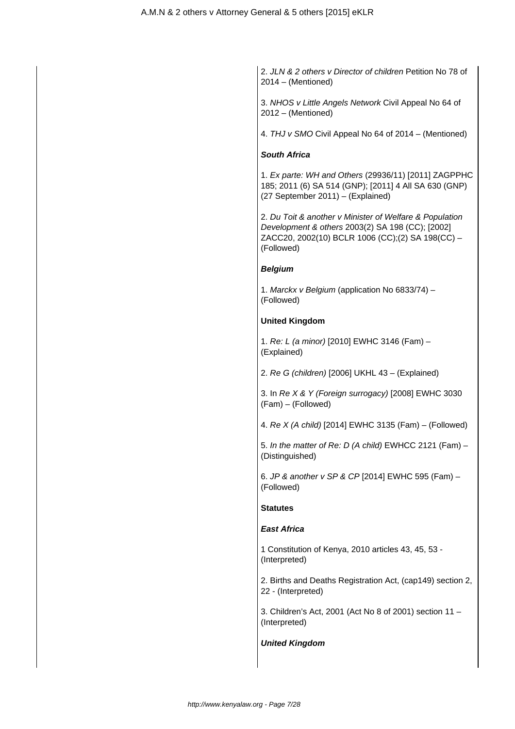2. *JLN & 2 others v Director of children* Petition No 78 of 2014 – (Mentioned)

3. *NHOS v Little Angels Network* Civil Appeal No 64 of 2012 – (Mentioned)

4. *THJ v SMO* Civil Appeal No 64 of 2014 – (Mentioned)

***South Africa***

1. *Ex parte: WH and Others* (29936/11) [2011] ZAGPPHC 185; 2011 (6) SA 514 (GNP); [2011] 4 All SA 630 (GNP) (27 September 2011) – (Explained)

2. *Du Toit & another v Minister of Welfare & Population Development & others* 2003(2) SA 198 (CC); [2002] ZACC20, 2002(10) BCLR 1006 (CC);(2) SA 198(CC) – (Followed)

***Belgium***

1. *Marckx v Belgium* (application No 6833/74) – (Followed)

**United Kingdom**

1. *Re: L (a minor)* [2010] EWHC 3146 (Fam) – (Explained)

2. *Re G (children)* [2006] UKHL 43 – (Explained)

3. In *Re X & Y (Foreign surrogacy)* [2008] EWHC 3030 (Fam) – (Followed)

4. *Re X (A child)* [2014] EWHC 3135 (Fam) – (Followed)

5. *In the matter of Re: D (A child)* EWHCC 2121 (Fam) – (Distinguished)

6. *JP & another v SP & CP* [2014] EWHC 595 (Fam) – (Followed)

**Statutes**

***East Africa***

1 Constitution of Kenya, 2010 articles 43, 45, 53 - (Interpreted)

2. Births and Deaths Registration Act, (cap149) section 2, 22 - (Interpreted)

3. Children's Act, 2001 (Act No 8 of 2001) section 11 – (Interpreted)

***United Kingdom***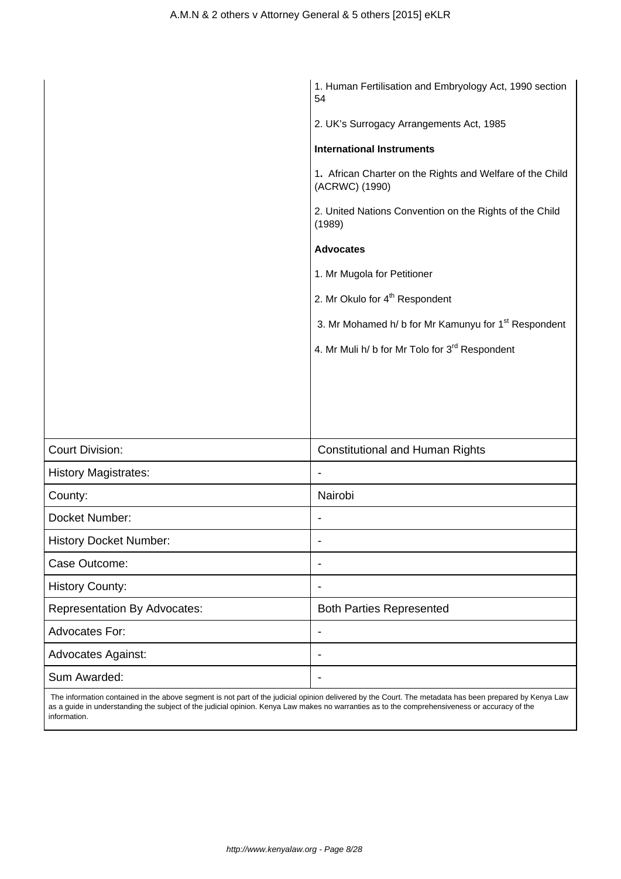| | |
|---|---|
| | 1. Human Fertilisation and Embryology Act, 1990 section 54<br><br>2. UK's Surrogacy Arrangements Act, 1985<br><br>**International Instruments**<br><br>1**.** African Charter on the Rights and Welfare of the Child (ACRWC) (1990)<br><br>2. United Nations Convention on the Rights of the Child (1989)<br><br>**Advocates**<br><br>1. Mr Mugola for Petitioner<br><br>2. Mr Okulo for 4th Respondent<br><br>3. Mr Mohamed h/ b for Mr Kamunyu for 1st Respondent<br><br>4. Mr Muli h/ b for Mr Tolo for 3rd Respondent |
| Court Division: | Constitutional and Human Rights |
| History Magistrates: | - |
| County: | Nairobi |
| Docket Number: | - |
| History Docket Number: | - |
| Case Outcome: | - |
| History County: | - |
| Representation By Advocates: | Both Parties Represented |
| Advocates For: | - |
| Advocates Against: | - |
| Sum Awarded: | - |

The information contained in the above segment is not part of the judicial opinion delivered by the Court. The metadata has been prepared by Kenya Law as a guide in understanding the subject of the judicial opinion. Kenya Law makes no warranties as to the comprehensiveness or accuracy of the information.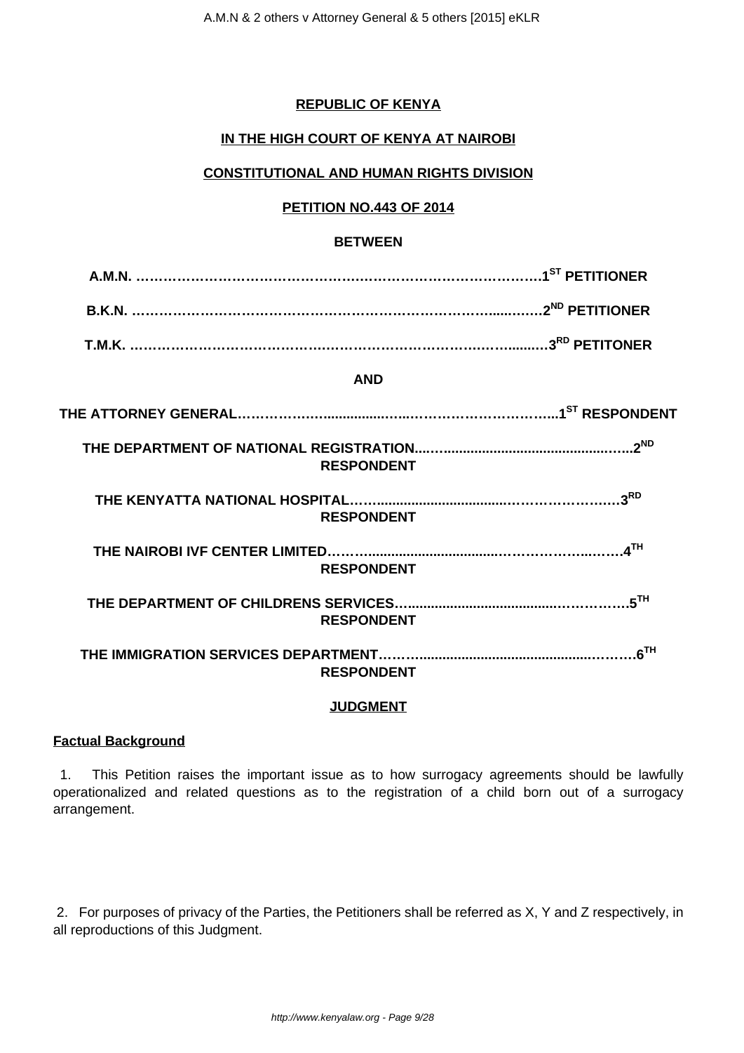**REPUBLIC OF KENYA**

**IN THE HIGH COURT OF KENYA AT NAIROBI**

**CONSTITUTIONAL AND HUMAN RIGHTS DIVISION**

**PETITION NO.443 OF 2014**

**BETWEEN**

**A.M.N. ……………………………………………………………………………1ST PETITIONER**

**B.K.N. ………………………………………………………………………..………2ND PETITIONER**

**T.M.K. ……………………………………………………………………………..........3RD PETITONER**

**AND**

**THE ATTORNEY GENERAL……………...............………………………………...1ST RESPONDENT**

**THE DEPARTMENT OF NATIONAL REGISTRATION...…...............................................…...2ND RESPONDENT**

**THE KENYATTA NATIONAL HOSPITAL…….................................……………………3RD RESPONDENT**

**THE NAIROBI IVF CENTER LIMITED……..................................……………..……4TH RESPONDENT**

**THE DEPARTMENT OF CHILDRENS SERVICES…......................................…………….5TH RESPONDENT**

**THE IMMIGRATION SERVICES DEPARTMENT……….......................................………6TH RESPONDENT**

**JUDGMENT**

**Factual Background**

1. This Petition raises the important issue as to how surrogacy agreements should be lawfully operationalized and related questions as to the registration of a child born out of a surrogacy arrangement.

2. For purposes of privacy of the Parties, the Petitioners shall be referred as X, Y and Z respectively, in all reproductions of this Judgment.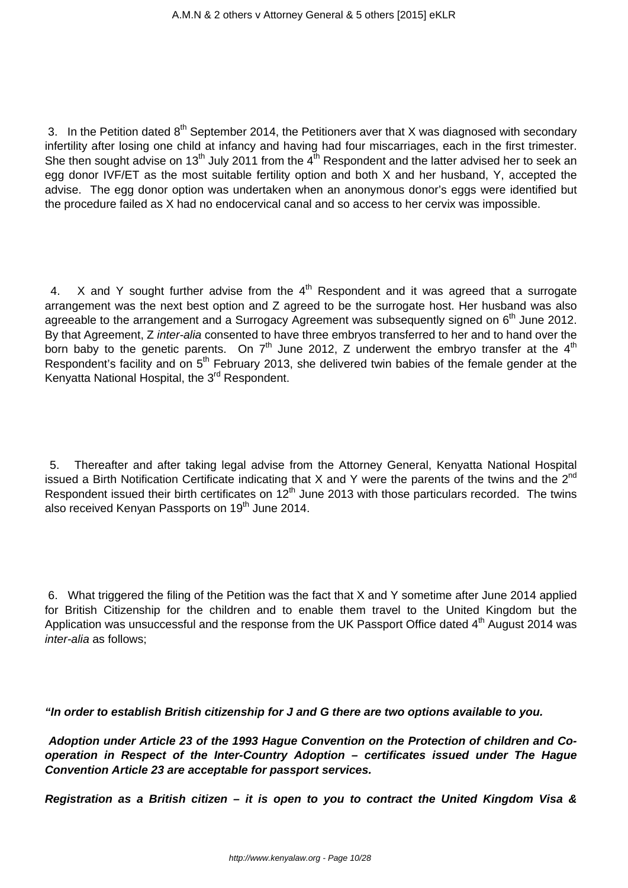3. In the Petition dated 8th September 2014, the Petitioners aver that X was diagnosed with secondary infertility after losing one child at infancy and having had four miscarriages, each in the first trimester. She then sought advise on 13th July 2011 from the 4th Respondent and the latter advised her to seek an egg donor IVF/ET as the most suitable fertility option and both X and her husband, Y, accepted the advise. The egg donor option was undertaken when an anonymous donor's eggs were identified but the procedure failed as X had no endocervical canal and so access to her cervix was impossible.

4. X and Y sought further advise from the 4th Respondent and it was agreed that a surrogate arrangement was the next best option and Z agreed to be the surrogate host. Her husband was also agreeable to the arrangement and a Surrogacy Agreement was subsequently signed on 6th June 2012. By that Agreement, Z *inter-alia* consented to have three embryos transferred to her and to hand over the born baby to the genetic parents. On 7th June 2012, Z underwent the embryo transfer at the 4th Respondent's facility and on 5th February 2013, she delivered twin babies of the female gender at the Kenyatta National Hospital, the 3rd Respondent.

5. Thereafter and after taking legal advise from the Attorney General, Kenyatta National Hospital issued a Birth Notification Certificate indicating that X and Y were the parents of the twins and the 2nd Respondent issued their birth certificates on 12th June 2013 with those particulars recorded. The twins also received Kenyan Passports on 19th June 2014.

6. What triggered the filing of the Petition was the fact that X and Y sometime after June 2014 applied for British Citizenship for the children and to enable them travel to the United Kingdom but the Application was unsuccessful and the response from the UK Passport Office dated 4th August 2014 was *inter-alia* as follows;

***"In order to establish British citizenship for J and G there are two options available to you.***

***Adoption under Article 23 of the 1993 Hague Convention on the Protection of children and Co-operation in Respect of the Inter-Country Adoption – certificates issued under The Hague Convention Article 23 are acceptable for passport services.***

***Registration as a British citizen – it is open to you to contract the United Kingdom Visa &***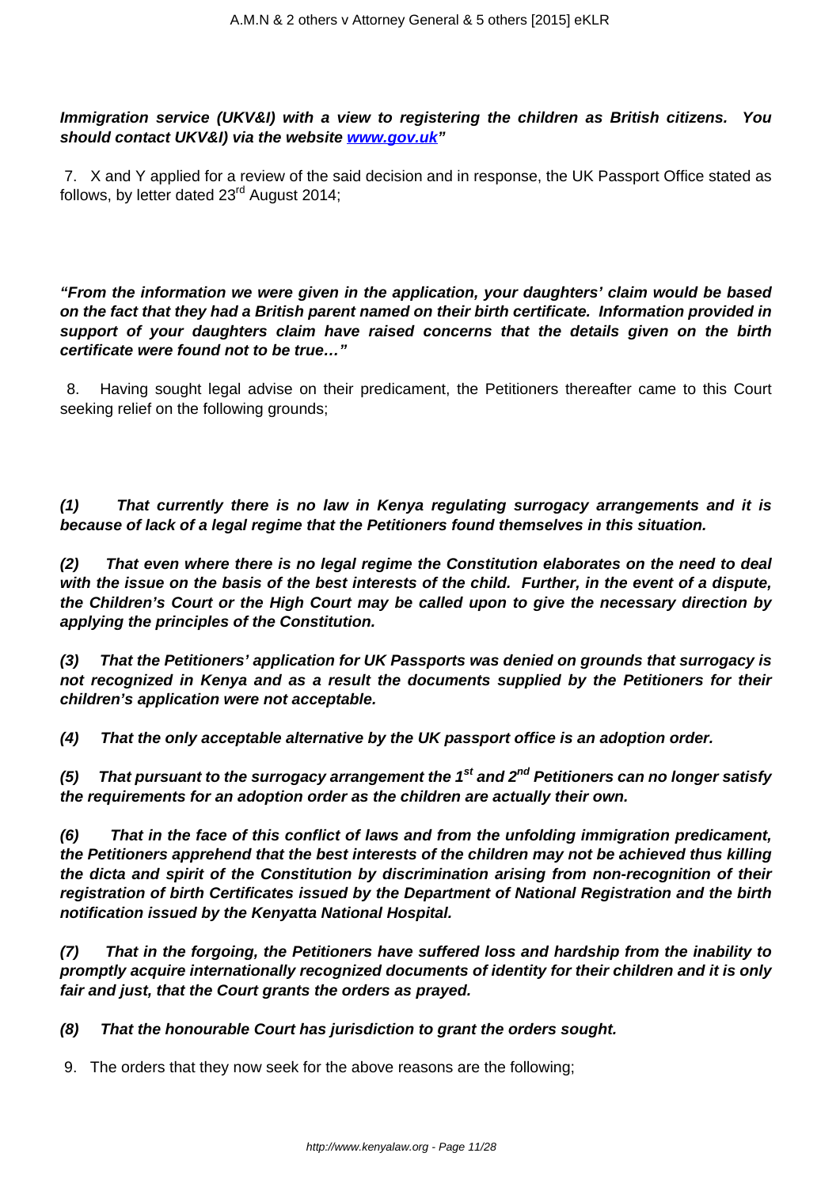**Immigration service (UKV&I) with a view to registering the children as British citizens. You should contact UKV&I) via the website [www.gov.uk](http://www.gov.uk)"**

7. X and Y applied for a review of the said decision and in response, the UK Passport Office stated as follows, by letter dated 23rd August 2014;

***"From the information we were given in the application, your daughters' claim would be based on the fact that they had a British parent named on their birth certificate. Information provided in support of your daughters claim have raised concerns that the details given on the birth certificate were found not to be true…"***

8. Having sought legal advise on their predicament, the Petitioners thereafter came to this Court seeking relief on the following grounds;

***(1) That currently there is no law in Kenya regulating surrogacy arrangements and it is because of lack of a legal regime that the Petitioners found themselves in this situation.***

***(2) That even where there is no legal regime the Constitution elaborates on the need to deal with the issue on the basis of the best interests of the child. Further, in the event of a dispute, the Children's Court or the High Court may be called upon to give the necessary direction by applying the principles of the Constitution.***

***(3) That the Petitioners' application for UK Passports was denied on grounds that surrogacy is not recognized in Kenya and as a result the documents supplied by the Petitioners for their children's application were not acceptable.***

***(4) That the only acceptable alternative by the UK passport office is an adoption order.***

***(5) That pursuant to the surrogacy arrangement the 1st and 2nd Petitioners can no longer satisfy the requirements for an adoption order as the children are actually their own.***

***(6) That in the face of this conflict of laws and from the unfolding immigration predicament, the Petitioners apprehend that the best interests of the children may not be achieved thus killing the dicta and spirit of the Constitution by discrimination arising from non-recognition of their registration of birth Certificates issued by the Department of National Registration and the birth notification issued by the Kenyatta National Hospital.***

***(7) That in the forgoing, the Petitioners have suffered loss and hardship from the inability to promptly acquire internationally recognized documents of identity for their children and it is only fair and just, that the Court grants the orders as prayed.***

***(8) That the honourable Court has jurisdiction to grant the orders sought.***

9. The orders that they now seek for the above reasons are the following;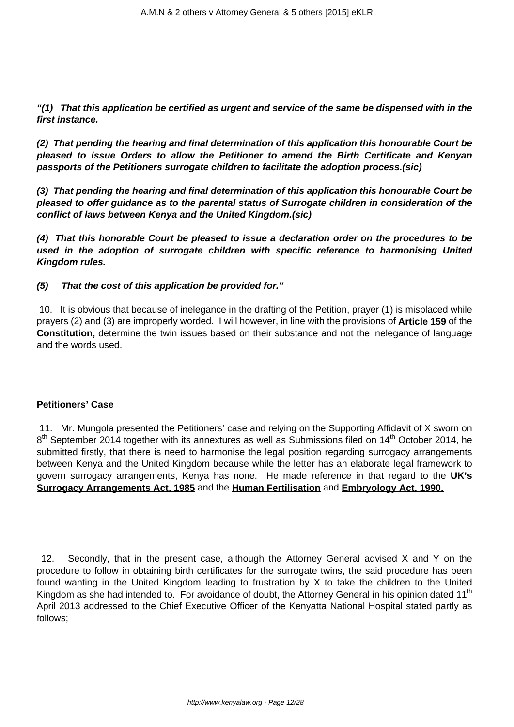***"(1) That this application be certified as urgent and service of the same be dispensed with in the first instance.***

***(2) That pending the hearing and final determination of this application this honourable Court be pleased to issue Orders to allow the Petitioner to amend the Birth Certificate and Kenyan passports of the Petitioners surrogate children to facilitate the adoption process.(sic)***

***(3) That pending the hearing and final determination of this application this honourable Court be pleased to offer guidance as to the parental status of Surrogate children in consideration of the conflict of laws between Kenya and the United Kingdom.(sic)***

***(4) That this honorable Court be pleased to issue a declaration order on the procedures to be used in the adoption of surrogate children with specific reference to harmonising United Kingdom rules.***

***(5) That the cost of this application be provided for."***

10. It is obvious that because of inelegance in the drafting of the Petition, prayer (1) is misplaced while prayers (2) and (3) are improperly worded. I will however, in line with the provisions of **Article 159** of the **Constitution,** determine the twin issues based on their substance and not the inelegance of language and the words used.

**Petitioners' Case**

11. Mr. Mungola presented the Petitioners' case and relying on the Supporting Affidavit of X sworn on 8th September 2014 together with its annextures as well as Submissions filed on 14th October 2014, he submitted firstly, that there is need to harmonise the legal position regarding surrogacy arrangements between Kenya and the United Kingdom because while the letter has an elaborate legal framework to govern surrogacy arrangements, Kenya has none. He made reference in that regard to the **UK's Surrogacy Arrangements Act, 1985** and the **Human Fertilisation** and **Embryology Act, 1990.**

12. Secondly, that in the present case, although the Attorney General advised X and Y on the procedure to follow in obtaining birth certificates for the surrogate twins, the said procedure has been found wanting in the United Kingdom leading to frustration by X to take the children to the United Kingdom as she had intended to. For avoidance of doubt, the Attorney General in his opinion dated 11th April 2013 addressed to the Chief Executive Officer of the Kenyatta National Hospital stated partly as follows;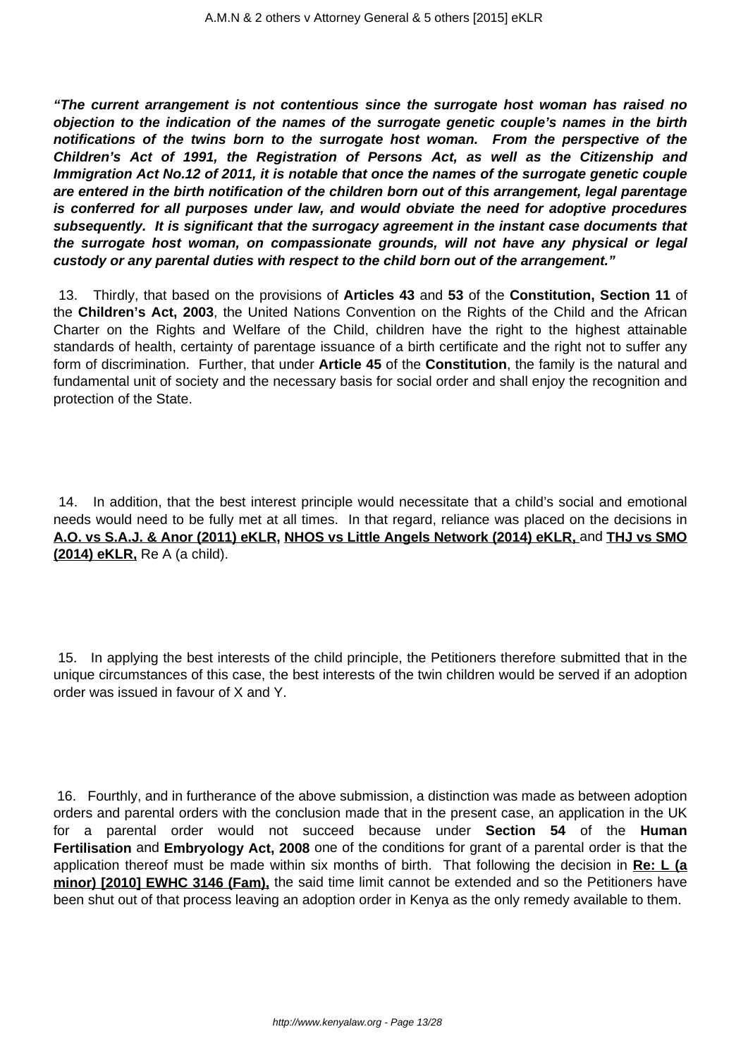***"The current arrangement is not contentious since the surrogate host woman has raised no objection to the indication of the names of the surrogate genetic couple's names in the birth notifications of the twins born to the surrogate host woman. From the perspective of the Children's Act of 1991, the Registration of Persons Act, as well as the Citizenship and Immigration Act No.12 of 2011, it is notable that once the names of the surrogate genetic couple are entered in the birth notification of the children born out of this arrangement, legal parentage is conferred for all purposes under law, and would obviate the need for adoptive procedures subsequently. It is significant that the surrogacy agreement in the instant case documents that the surrogate host woman, on compassionate grounds, will not have any physical or legal custody or any parental duties with respect to the child born out of the arrangement."***

13. Thirdly, that based on the provisions of **Articles 43** and **53** of the **Constitution, Section 11** of the **Children's Act, 2003**, the United Nations Convention on the Rights of the Child and the African Charter on the Rights and Welfare of the Child, children have the right to the highest attainable standards of health, certainty of parentage issuance of a birth certificate and the right not to suffer any form of discrimination. Further, that under **Article 45** of the **Constitution**, the family is the natural and fundamental unit of society and the necessary basis for social order and shall enjoy the recognition and protection of the State.

14. In addition, that the best interest principle would necessitate that a child's social and emotional needs would need to be fully met at all times. In that regard, reliance was placed on the decisions in **A.O. vs S.A.J. & Anor (2011) eKLR, NHOS vs Little Angels Network (2014) eKLR,** and **THJ vs SMO (2014) eKLR,** Re A (a child).

15. In applying the best interests of the child principle, the Petitioners therefore submitted that in the unique circumstances of this case, the best interests of the twin children would be served if an adoption order was issued in favour of X and Y.

16. Fourthly, and in furtherance of the above submission, a distinction was made as between adoption orders and parental orders with the conclusion made that in the present case, an application in the UK for a parental order would not succeed because under **Section 54** of the **Human Fertilisation** and **Embryology Act, 2008** one of the conditions for grant of a parental order is that the application thereof must be made within six months of birth. That following the decision in **Re: L (a minor) [2010] EWHC 3146 (Fam),** the said time limit cannot be extended and so the Petitioners have been shut out of that process leaving an adoption order in Kenya as the only remedy available to them.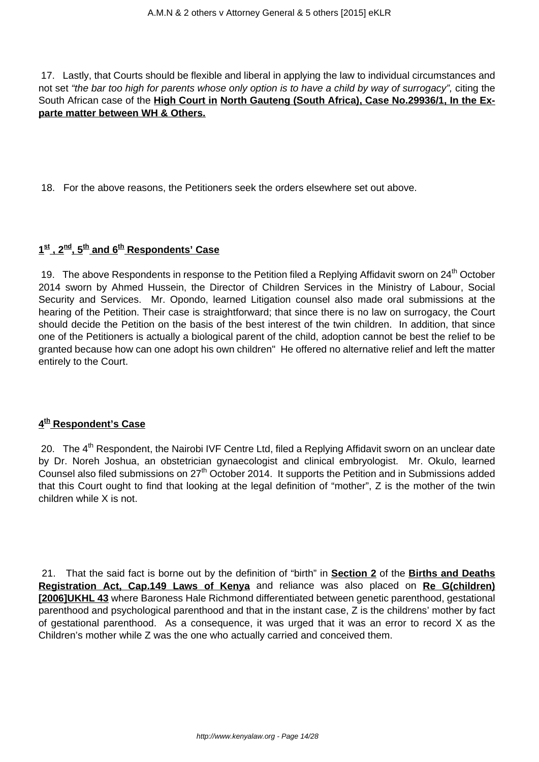17. Lastly, that Courts should be flexible and liberal in applying the law to individual circumstances and not set *"the bar too high for parents whose only option is to have a child by way of surrogacy",* citing the South African case of the **High Court in North Gauteng (South Africa), Case No.29936/1, In the Ex-parte matter between WH & Others.**

18. For the above reasons, the Petitioners seek the orders elsewhere set out above.

**1st , 2nd, 5th and 6th Respondents' Case**

19. The above Respondents in response to the Petition filed a Replying Affidavit sworn on 24th October 2014 sworn by Ahmed Hussein, the Director of Children Services in the Ministry of Labour, Social Security and Services. Mr. Opondo, learned Litigation counsel also made oral submissions at the hearing of the Petition. Their case is straightforward; that since there is no law on surrogacy, the Court should decide the Petition on the basis of the best interest of the twin children. In addition, that since one of the Petitioners is actually a biological parent of the child, adoption cannot be best the relief to be granted because how can one adopt his own children" He offered no alternative relief and left the matter entirely to the Court.

**4th Respondent's Case**

20. The 4th Respondent, the Nairobi IVF Centre Ltd, filed a Replying Affidavit sworn on an unclear date by Dr. Noreh Joshua, an obstetrician gynaecologist and clinical embryologist. Mr. Okulo, learned Counsel also filed submissions on 27th October 2014. It supports the Petition and in Submissions added that this Court ought to find that looking at the legal definition of "mother", Z is the mother of the twin children while X is not.

21. That the said fact is borne out by the definition of "birth" in **Section 2** of the **Births and Deaths Registration Act, Cap.149 Laws of Kenya** and reliance was also placed on **Re G(children) [2006]UKHL 43** where Baroness Hale Richmond differentiated between genetic parenthood, gestational parenthood and psychological parenthood and that in the instant case, Z is the childrens' mother by fact of gestational parenthood. As a consequence, it was urged that it was an error to record X as the Children's mother while Z was the one who actually carried and conceived them.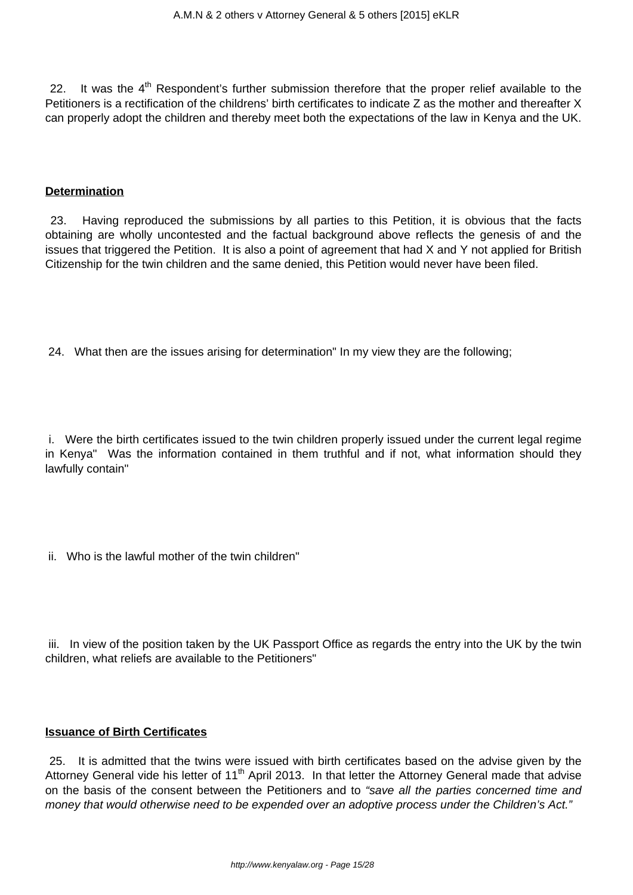22. It was the 4th Respondent's further submission therefore that the proper relief available to the Petitioners is a rectification of the childrens' birth certificates to indicate Z as the mother and thereafter X can properly adopt the children and thereby meet both the expectations of the law in Kenya and the UK.

**Determination**

23. Having reproduced the submissions by all parties to this Petition, it is obvious that the facts obtaining are wholly uncontested and the factual background above reflects the genesis of and the issues that triggered the Petition. It is also a point of agreement that had X and Y not applied for British Citizenship for the twin children and the same denied, this Petition would never have been filed.

24. What then are the issues arising for determination" In my view they are the following;

i. Were the birth certificates issued to the twin children properly issued under the current legal regime in Kenya" Was the information contained in them truthful and if not, what information should they lawfully contain"

ii. Who is the lawful mother of the twin children"

iii. In view of the position taken by the UK Passport Office as regards the entry into the UK by the twin children, what reliefs are available to the Petitioners"

**Issuance of Birth Certificates**

25. It is admitted that the twins were issued with birth certificates based on the advise given by the Attorney General vide his letter of 11th April 2013. In that letter the Attorney General made that advise on the basis of the consent between the Petitioners and to *"save all the parties concerned time and money that would otherwise need to be expended over an adoptive process under the Children's Act."*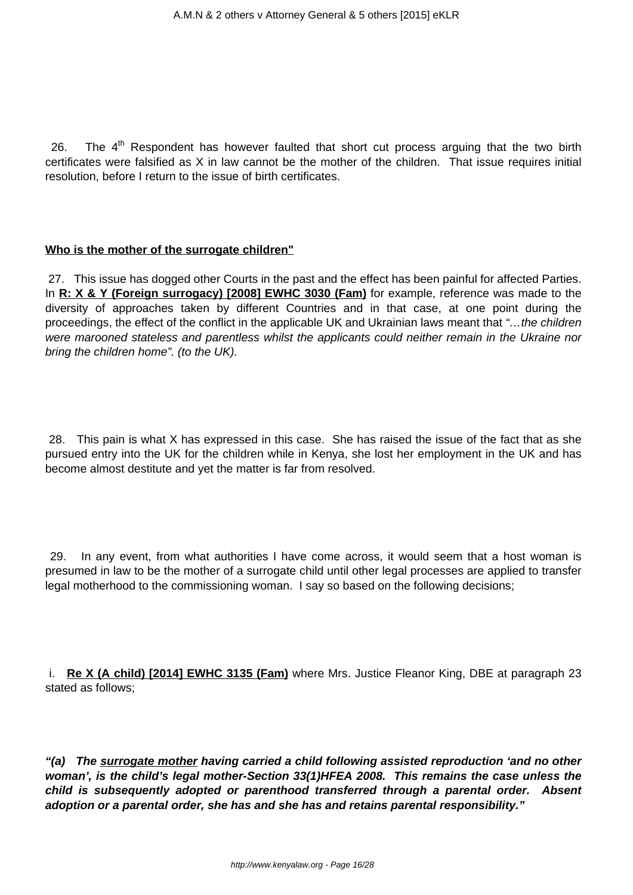26. The 4th Respondent has however faulted that short cut process arguing that the two birth certificates were falsified as X in law cannot be the mother of the children. That issue requires initial resolution, before I return to the issue of birth certificates.

**Who is the mother of the surrogate children"**

27. This issue has dogged other Courts in the past and the effect has been painful for affected Parties. In **R: X & Y (Foreign surrogacy) [2008] EWHC 3030 (Fam)** for example, reference was made to the diversity of approaches taken by different Countries and in that case, at one point during the proceedings, the effect of the conflict in the applicable UK and Ukrainian laws meant that *"…the children were marooned stateless and parentless whilst the applicants could neither remain in the Ukraine nor bring the children home". (to the UK).*

28. This pain is what X has expressed in this case. She has raised the issue of the fact that as she pursued entry into the UK for the children while in Kenya, she lost her employment in the UK and has become almost destitute and yet the matter is far from resolved.

29. In any event, from what authorities I have come across, it would seem that a host woman is presumed in law to be the mother of a surrogate child until other legal processes are applied to transfer legal motherhood to the commissioning woman. I say so based on the following decisions;

i. **Re X (A child) [2014] EWHC 3135 (Fam)** where Mrs. Justice Fleanor King, DBE at paragraph 23 stated as follows;

***"(a) The surrogate mother having carried a child following assisted reproduction 'and no other woman', is the child's legal mother-Section 33(1)HFEA 2008. This remains the case unless the child is subsequently adopted or parenthood transferred through a parental order. Absent adoption or a parental order, she has and she has and retains parental responsibility."***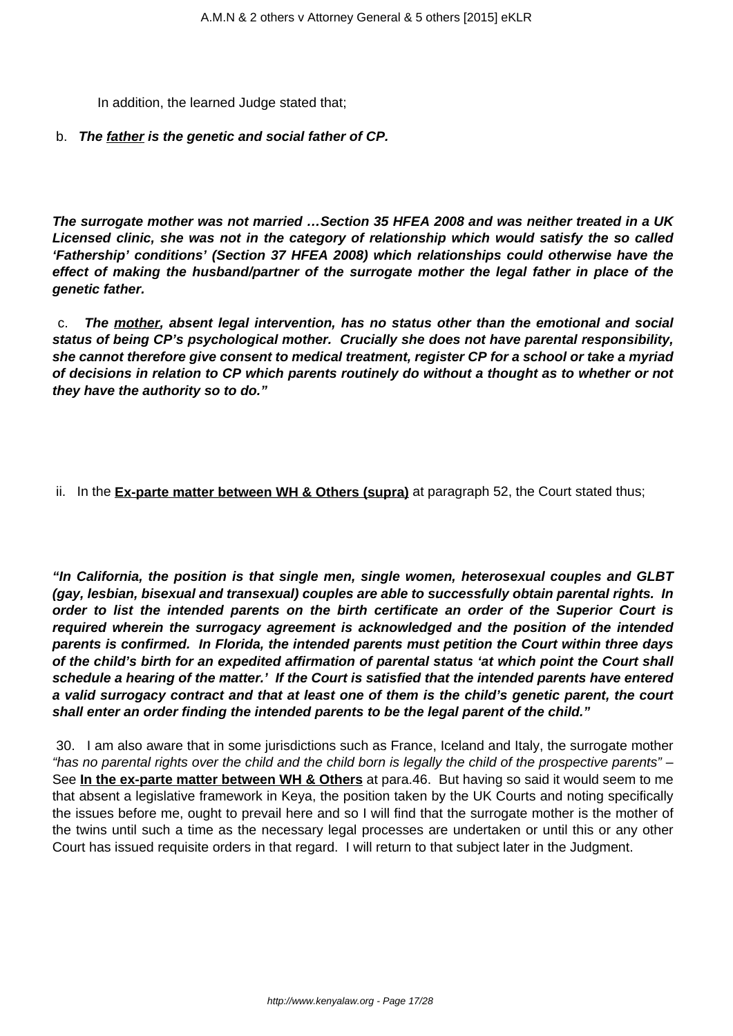In addition, the learned Judge stated that;

b. ***The <u>father</u> is the genetic and social father of CP.***

***The surrogate mother was not married …Section 35 HFEA 2008 and was neither treated in a UK Licensed clinic, she was not in the category of relationship which would satisfy the so called 'Fathership' conditions' (Section 37 HFEA 2008) which relationships could otherwise have the effect of making the husband/partner of the surrogate mother the legal father in place of the genetic father.***

c. ***The <u>mother</u>, absent legal intervention, has no status other than the emotional and social status of being CP's psychological mother. Crucially she does not have parental responsibility, she cannot therefore give consent to medical treatment, register CP for a school or take a myriad of decisions in relation to CP which parents routinely do without a thought as to whether or not they have the authority so to do."***

ii. In the **<u>Ex-parte matter between WH & Others (supra)</u>** at paragraph 52, the Court stated thus;

***"In California, the position is that single men, single women, heterosexual couples and GLBT (gay, lesbian, bisexual and transexual) couples are able to successfully obtain parental rights. In order to list the intended parents on the birth certificate an order of the Superior Court is required wherein the surrogacy agreement is acknowledged and the position of the intended parents is confirmed. In Florida, the intended parents must petition the Court within three days of the child's birth for an expedited affirmation of parental status 'at which point the Court shall schedule a hearing of the matter.' If the Court is satisfied that the intended parents have entered a valid surrogacy contract and that at least one of them is the child's genetic parent, the court shall enter an order finding the intended parents to be the legal parent of the child."***

30. I am also aware that in some jurisdictions such as France, Iceland and Italy, the surrogate mother *"has no parental rights over the child and the child born is legally the child of the prospective parents"* – See **<u>In the ex-parte matter between WH & Others</u>** at para.46. But having so said it would seem to me that absent a legislative framework in Keya, the position taken by the UK Courts and noting specifically the issues before me, ought to prevail here and so I will find that the surrogate mother is the mother of the twins until such a time as the necessary legal processes are undertaken or until this or any other Court has issued requisite orders in that regard. I will return to that subject later in the Judgment.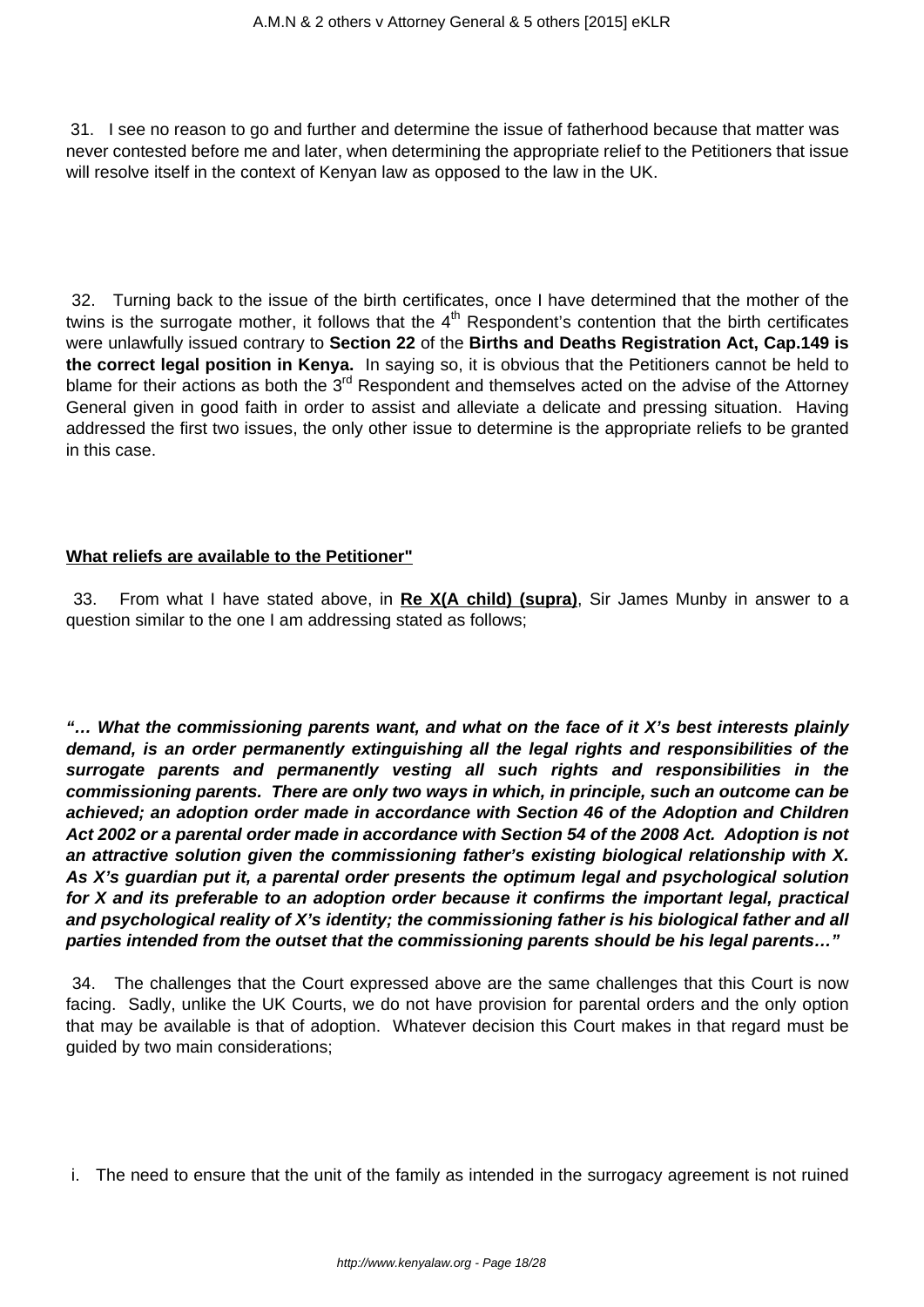31. I see no reason to go and further and determine the issue of fatherhood because that matter was never contested before me and later, when determining the appropriate relief to the Petitioners that issue will resolve itself in the context of Kenyan law as opposed to the law in the UK.

32. Turning back to the issue of the birth certificates, once I have determined that the mother of the twins is the surrogate mother, it follows that the 4th Respondent's contention that the birth certificates were unlawfully issued contrary to **Section 22** of the **Births and Deaths Registration Act, Cap.149 is the correct legal position in Kenya.** In saying so, it is obvious that the Petitioners cannot be held to blame for their actions as both the 3rd Respondent and themselves acted on the advise of the Attorney General given in good faith in order to assist and alleviate a delicate and pressing situation. Having addressed the first two issues, the only other issue to determine is the appropriate reliefs to be granted in this case.

**What reliefs are available to the Petitioner"**

33. From what I have stated above, in **Re X(A child) (supra)**, Sir James Munby in answer to a question similar to the one I am addressing stated as follows;

***"… What the commissioning parents want, and what on the face of it X's best interests plainly demand, is an order permanently extinguishing all the legal rights and responsibilities of the surrogate parents and permanently vesting all such rights and responsibilities in the commissioning parents. There are only two ways in which, in principle, such an outcome can be achieved; an adoption order made in accordance with Section 46 of the Adoption and Children Act 2002 or a parental order made in accordance with Section 54 of the 2008 Act. Adoption is not an attractive solution given the commissioning father's existing biological relationship with X. As X's guardian put it, a parental order presents the optimum legal and psychological solution for X and its preferable to an adoption order because it confirms the important legal, practical and psychological reality of X's identity; the commissioning father is his biological father and all parties intended from the outset that the commissioning parents should be his legal parents…"***

34. The challenges that the Court expressed above are the same challenges that this Court is now facing. Sadly, unlike the UK Courts, we do not have provision for parental orders and the only option that may be available is that of adoption. Whatever decision this Court makes in that regard must be guided by two main considerations;

i. The need to ensure that the unit of the family as intended in the surrogacy agreement is not ruined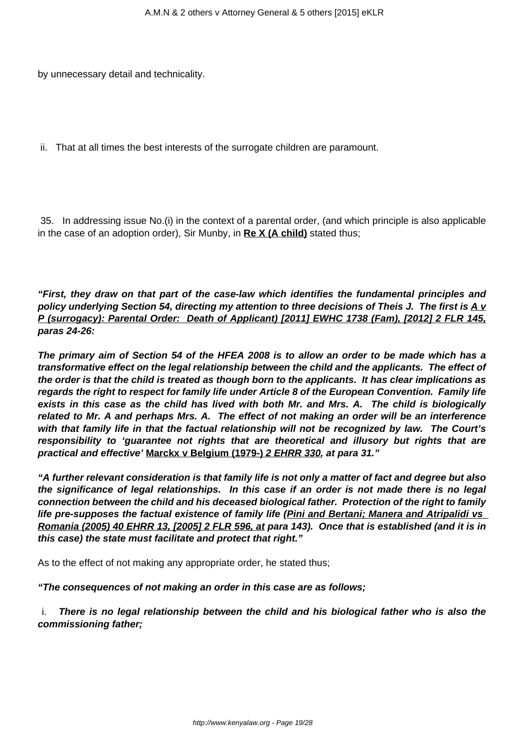by unnecessary detail and technicality.

ii. That at all times the best interests of the surrogate children are paramount.

35. In addressing issue No.(i) in the context of a parental order, (and which principle is also applicable in the case of an adoption order), Sir Munby, in **Re X (A child)** stated thus;

***"First, they draw on that part of the case-law which identifies the fundamental principles and policy underlying Section 54, directing my attention to three decisions of Theis J. The first is A v P (surrogacy): Parental Order: Death of Applicant) [2011] EWHC 1738 (Fam), [2012] 2 FLR 145, paras 24-26:***

***The primary aim of Section 54 of the HFEA 2008 is to allow an order to be made which has a transformative effect on the legal relationship between the child and the applicants. The effect of the order is that the child is treated as though born to the applicants. It has clear implications as regards the right to respect for family life under Article 8 of the European Convention. Family life exists in this case as the child has lived with both Mr. and Mrs. A. The child is biologically related to Mr. A and perhaps Mrs. A. The effect of not making an order will be an interference with that family life in that the factual relationship will not be recognized by law. The Court's responsibility to 'guarantee not rights that are theoretical and illusory but rights that are practical and effective' Marckx v Belgium (1979-) 2 EHRR 330, at para 31."***

***"A further relevant consideration is that family life is not only a matter of fact and degree but also the significance of legal relationships. In this case if an order is not made there is no legal connection between the child and his deceased biological father. Protection of the right to family life pre-supposes the factual existence of family life (Pini and Bertani; Manera and Atripalidi vs Romania (2005) 40 EHRR 13, [2005] 2 FLR 596, at para 143). Once that is established (and it is in this case) the state must facilitate and protect that right."***

As to the effect of not making any appropriate order, he stated thus;

***"The consequences of not making an order in this case are as follows;***

i. ***There is no legal relationship between the child and his biological father who is also the commissioning father;***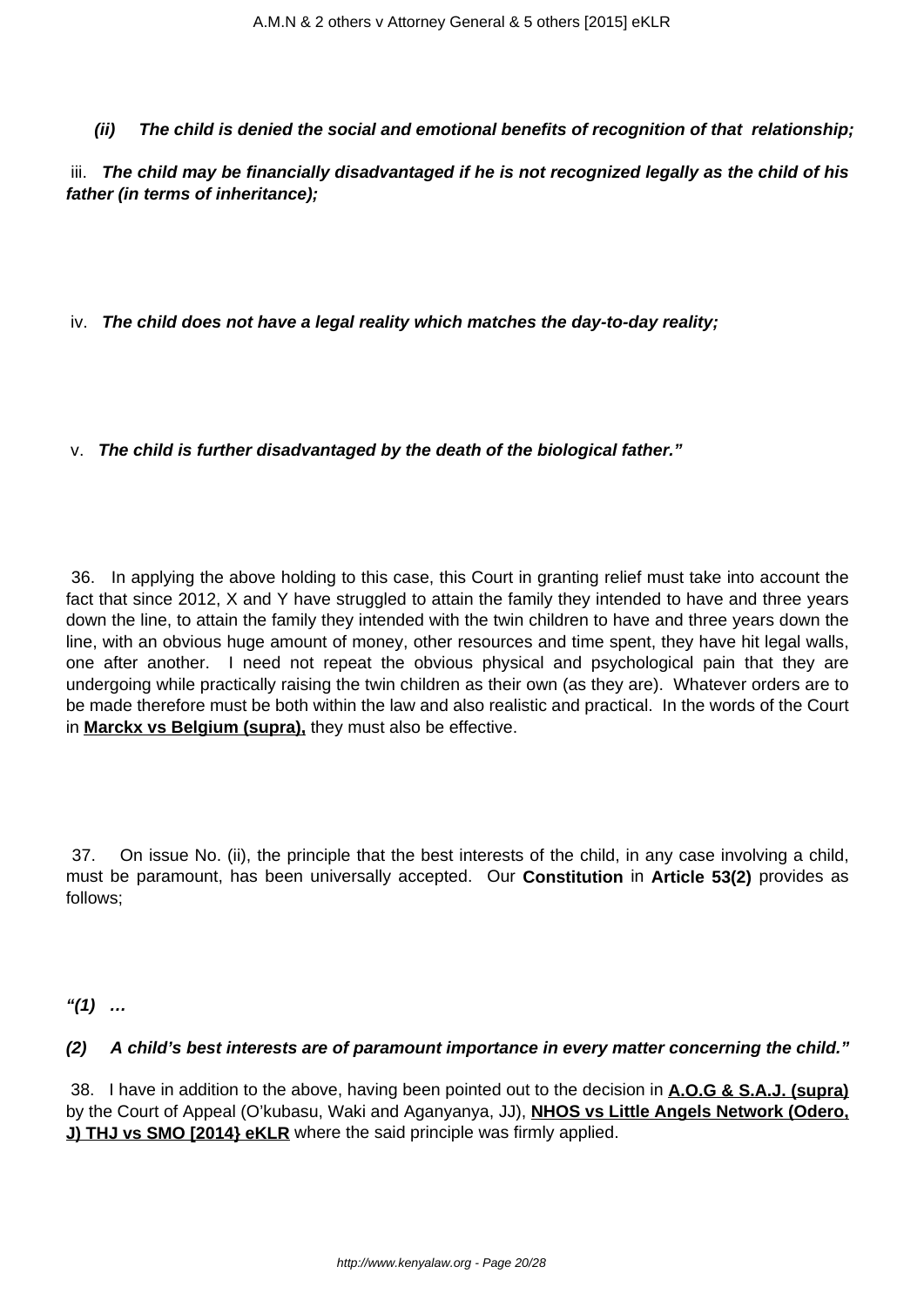***(ii) The child is denied the social and emotional benefits of recognition of that relationship;***

iii. ***The child may be financially disadvantaged if he is not recognized legally as the child of his father (in terms of inheritance);***

iv. ***The child does not have a legal reality which matches the day-to-day reality;***

v. ***The child is further disadvantaged by the death of the biological father."***

36. In applying the above holding to this case, this Court in granting relief must take into account the fact that since 2012, X and Y have struggled to attain the family they intended to have and three years down the line, to attain the family they intended with the twin children to have and three years down the line, with an obvious huge amount of money, other resources and time spent, they have hit legal walls, one after another. I need not repeat the obvious physical and psychological pain that they are undergoing while practically raising the twin children as their own (as they are). Whatever orders are to be made therefore must be both within the law and also realistic and practical. In the words of the Court in **Marckx vs Belgium (supra),** they must also be effective.

37. On issue No. (ii), the principle that the best interests of the child, in any case involving a child, must be paramount, has been universally accepted. Our **Constitution** in **Article 53(2)** provides as follows;

***"(1) …***

***(2) A child's best interests are of paramount importance in every matter concerning the child."***

38. I have in addition to the above, having been pointed out to the decision in **A.O.G & S.A.J. (supra)** by the Court of Appeal (O'kubasu, Waki and Aganyanya, JJ), **NHOS vs Little Angels Network (Odero, J) THJ vs SMO [2014} eKLR** where the said principle was firmly applied.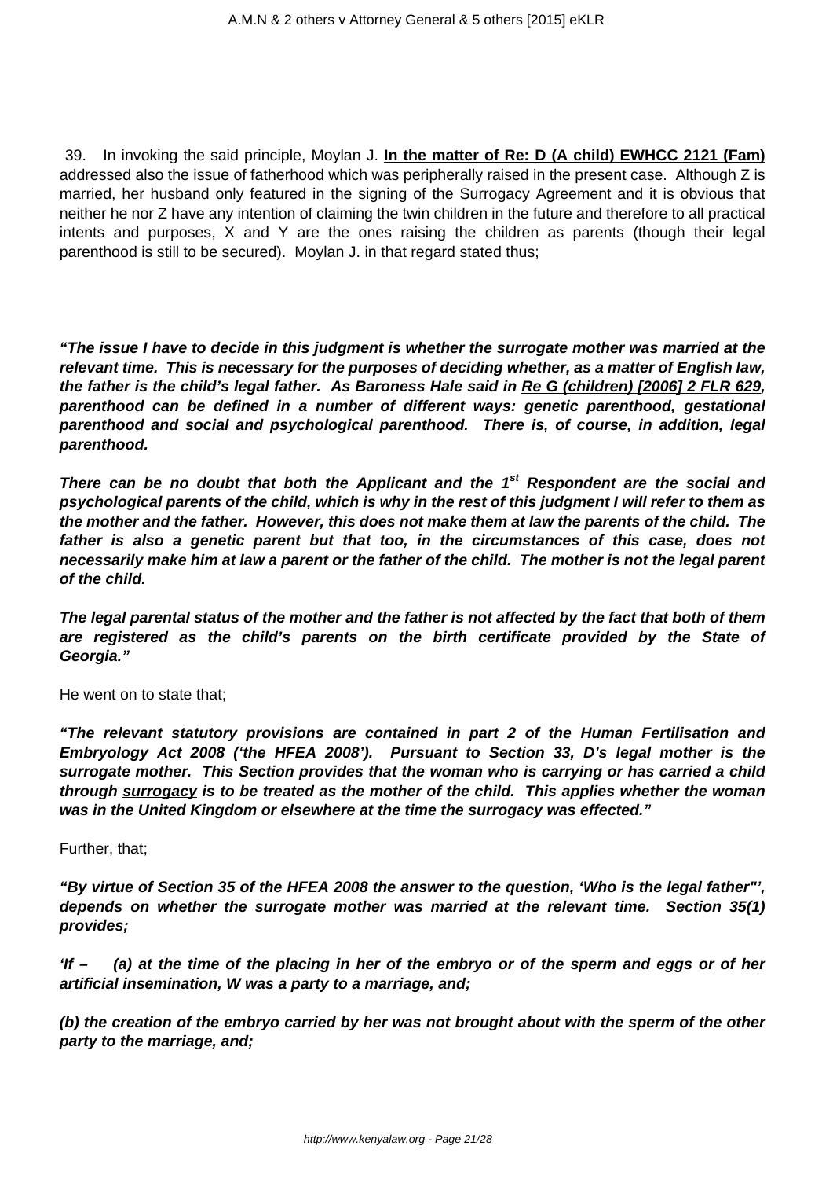39. In invoking the said principle, Moylan J. **In the matter of Re: D (A child) EWHCC 2121 (Fam)** addressed also the issue of fatherhood which was peripherally raised in the present case. Although Z is married, her husband only featured in the signing of the Surrogacy Agreement and it is obvious that neither he nor Z have any intention of claiming the twin children in the future and therefore to all practical intents and purposes, X and Y are the ones raising the children as parents (though their legal parenthood is still to be secured). Moylan J. in that regard stated thus;

***"The issue I have to decide in this judgment is whether the surrogate mother was married at the relevant time. This is necessary for the purposes of deciding whether, as a matter of English law, the father is the child's legal father. As Baroness Hale said in Re G (children) [2006] 2 FLR 629, parenthood can be defined in a number of different ways: genetic parenthood, gestational parenthood and social and psychological parenthood. There is, of course, in addition, legal parenthood.***

***There can be no doubt that both the Applicant and the 1st Respondent are the social and psychological parents of the child, which is why in the rest of this judgment I will refer to them as the mother and the father. However, this does not make them at law the parents of the child. The father is also a genetic parent but that too, in the circumstances of this case, does not necessarily make him at law a parent or the father of the child. The mother is not the legal parent of the child.***

***The legal parental status of the mother and the father is not affected by the fact that both of them are registered as the child's parents on the birth certificate provided by the State of Georgia."***

He went on to state that;

***"The relevant statutory provisions are contained in part 2 of the Human Fertilisation and Embryology Act 2008 ('the HFEA 2008'). Pursuant to Section 33, D's legal mother is the surrogate mother. This Section provides that the woman who is carrying or has carried a child through surrogacy is to be treated as the mother of the child. This applies whether the woman was in the United Kingdom or elsewhere at the time the surrogacy was effected."***

Further, that;

***"By virtue of Section 35 of the HFEA 2008 the answer to the question, 'Who is the legal father"', depends on whether the surrogate mother was married at the relevant time. Section 35(1) provides;***

***'If – (a) at the time of the placing in her of the embryo or of the sperm and eggs or of her artificial insemination, W was a party to a marriage, and;***

***(b) the creation of the embryo carried by her was not brought about with the sperm of the other party to the marriage, and;***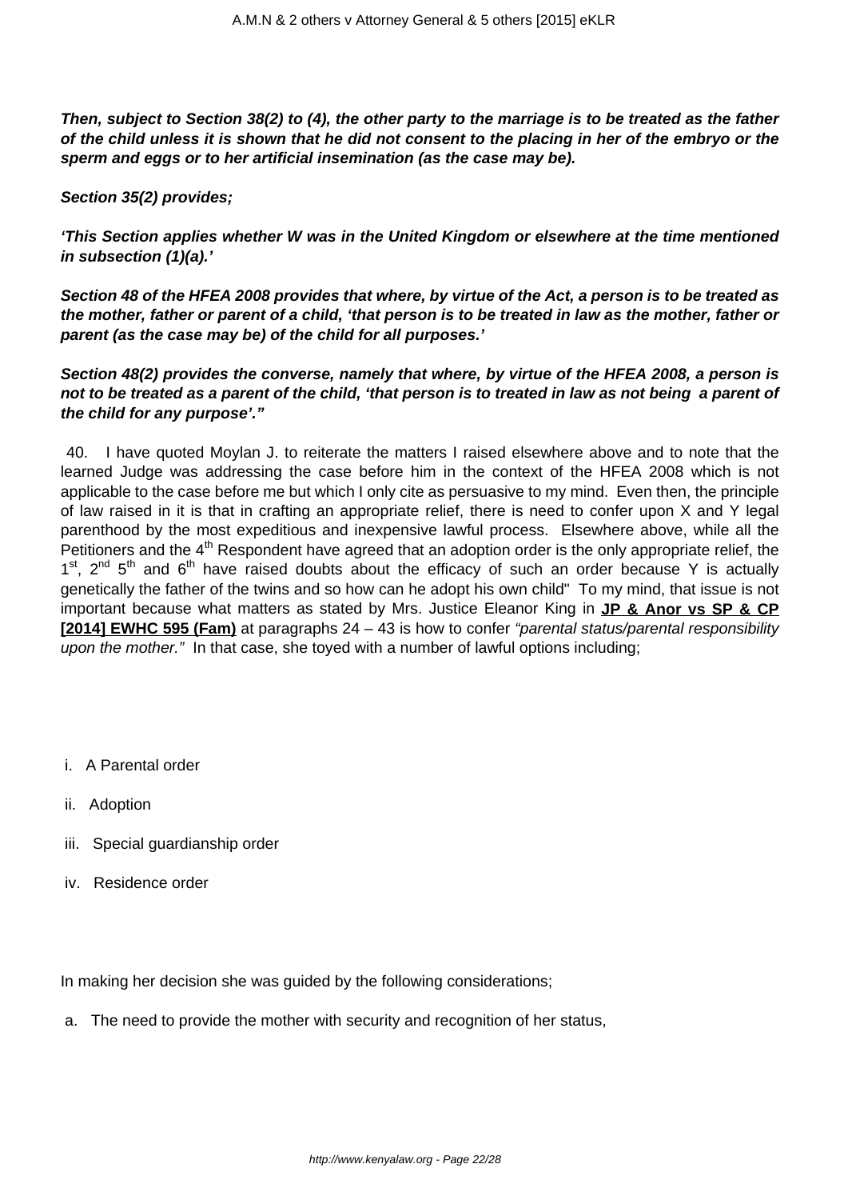***Then, subject to Section 38(2) to (4), the other party to the marriage is to be treated as the father of the child unless it is shown that he did not consent to the placing in her of the embryo or the sperm and eggs or to her artificial insemination (as the case may be).***

***Section 35(2) provides;***

***'This Section applies whether W was in the United Kingdom or elsewhere at the time mentioned in subsection (1)(a).'***

***Section 48 of the HFEA 2008 provides that where, by virtue of the Act, a person is to be treated as the mother, father or parent of a child, 'that person is to be treated in law as the mother, father or parent (as the case may be) of the child for all purposes.'***

***Section 48(2) provides the converse, namely that where, by virtue of the HFEA 2008, a person is not to be treated as a parent of the child, 'that person is to treated in law as not being a parent of the child for any purpose'."***

40. I have quoted Moylan J. to reiterate the matters I raised elsewhere above and to note that the learned Judge was addressing the case before him in the context of the HFEA 2008 which is not applicable to the case before me but which I only cite as persuasive to my mind. Even then, the principle of law raised in it is that in crafting an appropriate relief, there is need to confer upon X and Y legal parenthood by the most expeditious and inexpensive lawful process. Elsewhere above, while all the Petitioners and the 4th Respondent have agreed that an adoption order is the only appropriate relief, the 1st, 2nd 5th and 6th have raised doubts about the efficacy of such an order because Y is actually genetically the father of the twins and so how can he adopt his own child" To my mind, that issue is not important because what matters as stated by Mrs. Justice Eleanor King in **JP & Anor vs SP & CP [2014] EWHC 595 (Fam)** at paragraphs 24 – 43 is how to confer *"parental status/parental responsibility upon the mother."* In that case, she toyed with a number of lawful options including;

i. A Parental order

ii. Adoption

iii. Special guardianship order

iv. Residence order

In making her decision she was guided by the following considerations;

a. The need to provide the mother with security and recognition of her status,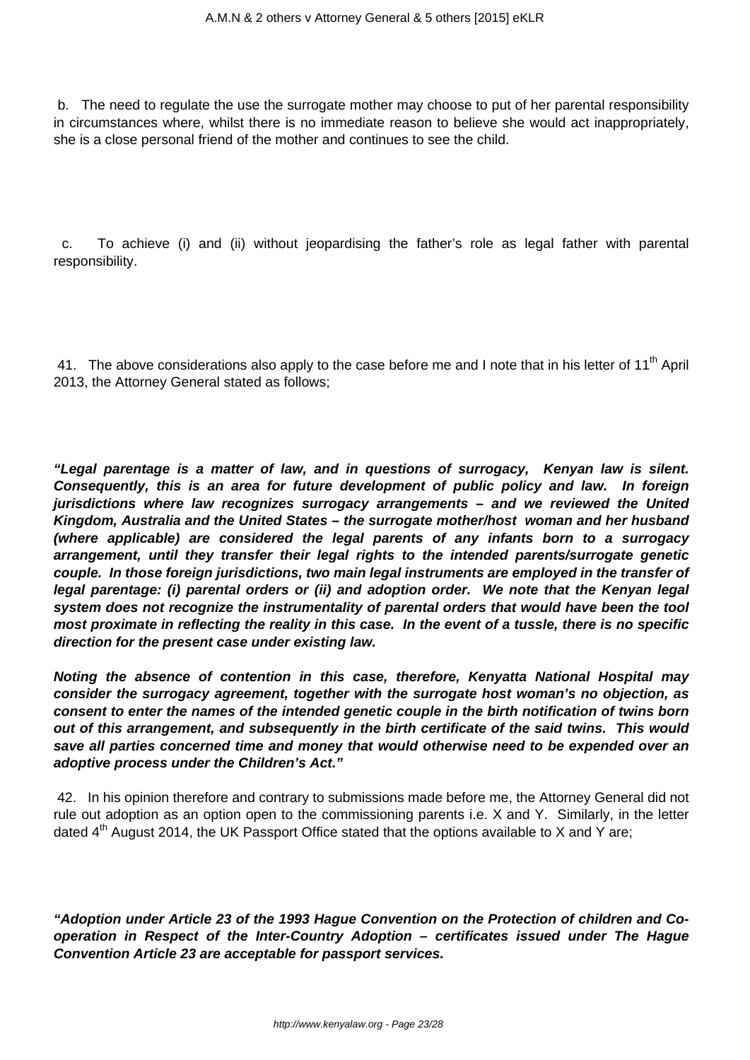b. The need to regulate the use the surrogate mother may choose to put of her parental responsibility in circumstances where, whilst there is no immediate reason to believe she would act inappropriately, she is a close personal friend of the mother and continues to see the child.

c. To achieve (i) and (ii) without jeopardising the father's role as legal father with parental responsibility.

41. The above considerations also apply to the case before me and I note that in his letter of 11th April 2013, the Attorney General stated as follows;

***"Legal parentage is a matter of law, and in questions of surrogacy, Kenyan law is silent. Consequently, this is an area for future development of public policy and law. In foreign jurisdictions where law recognizes surrogacy arrangements – and we reviewed the United Kingdom, Australia and the United States – the surrogate mother/host woman and her husband (where applicable) are considered the legal parents of any infants born to a surrogacy arrangement, until they transfer their legal rights to the intended parents/surrogate genetic couple. In those foreign jurisdictions, two main legal instruments are employed in the transfer of legal parentage: (i) parental orders or (ii) and adoption order. We note that the Kenyan legal system does not recognize the instrumentality of parental orders that would have been the tool most proximate in reflecting the reality in this case. In the event of a tussle, there is no specific direction for the present case under existing law.***

***Noting the absence of contention in this case, therefore, Kenyatta National Hospital may consider the surrogacy agreement, together with the surrogate host woman's no objection, as consent to enter the names of the intended genetic couple in the birth notification of twins born out of this arrangement, and subsequently in the birth certificate of the said twins. This would save all parties concerned time and money that would otherwise need to be expended over an adoptive process under the Children's Act."***

42. In his opinion therefore and contrary to submissions made before me, the Attorney General did not rule out adoption as an option open to the commissioning parents i.e. X and Y. Similarly, in the letter dated 4th August 2014, the UK Passport Office stated that the options available to X and Y are;

***"Adoption under Article 23 of the 1993 Hague Convention on the Protection of children and Co-operation in Respect of the Inter-Country Adoption – certificates issued under The Hague Convention Article 23 are acceptable for passport services.***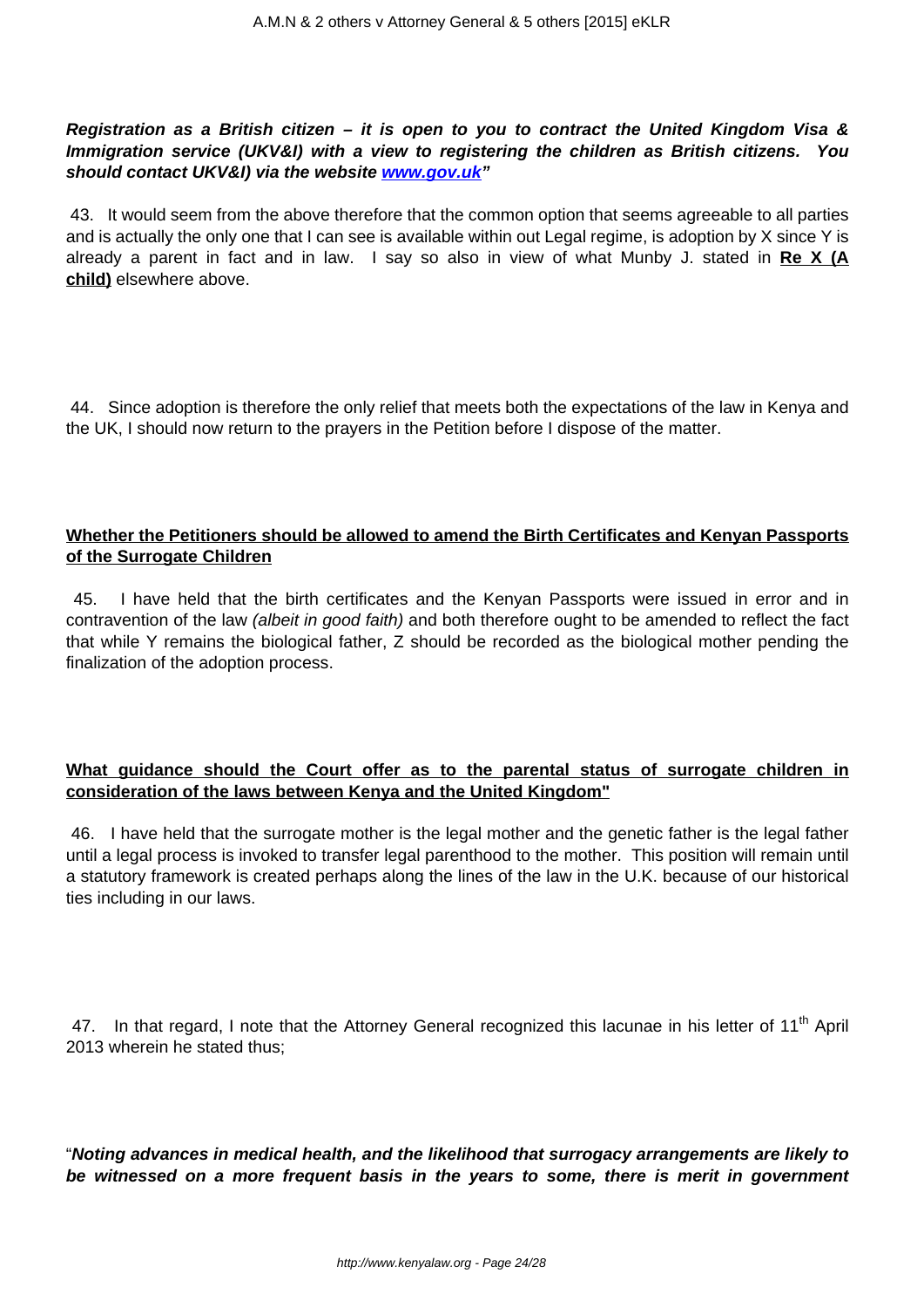***Registration as a British citizen – it is open to you to contract the United Kingdom Visa & Immigration service (UKV&I) with a view to registering the children as British citizens. You should contact UKV&I) via the website [www.gov.uk](http://www.gov.uk)"***

43. It would seem from the above therefore that the common option that seems agreeable to all parties and is actually the only one that I can see is available within out Legal regime, is adoption by X since Y is already a parent in fact and in law. I say so also in view of what Munby J. stated in **Re X (A child)** elsewhere above.

44. Since adoption is therefore the only relief that meets both the expectations of the law in Kenya and the UK, I should now return to the prayers in the Petition before I dispose of the matter.

**Whether the Petitioners should be allowed to amend the Birth Certificates and Kenyan Passports of the Surrogate Children**

45. I have held that the birth certificates and the Kenyan Passports were issued in error and in contravention of the law *(albeit in good faith)* and both therefore ought to be amended to reflect the fact that while Y remains the biological father, Z should be recorded as the biological mother pending the finalization of the adoption process.

**What guidance should the Court offer as to the parental status of surrogate children in consideration of the laws between Kenya and the United Kingdom"**

46. I have held that the surrogate mother is the legal mother and the genetic father is the legal father until a legal process is invoked to transfer legal parenthood to the mother. This position will remain until a statutory framework is created perhaps along the lines of the law in the U.K. because of our historical ties including in our laws.

47. In that regard, I note that the Attorney General recognized this lacunae in his letter of 11th April 2013 wherein he stated thus;

"***Noting advances in medical health, and the likelihood that surrogacy arrangements are likely to be witnessed on a more frequent basis in the years to some, there is merit in government***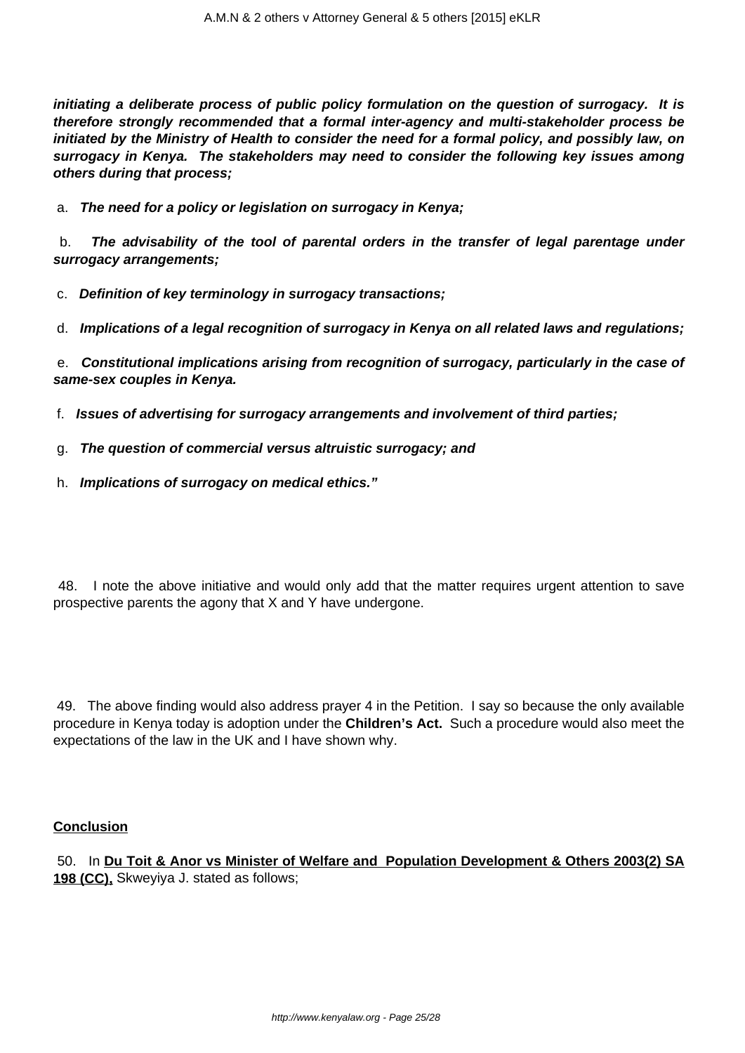***initiating a deliberate process of public policy formulation on the question of surrogacy. It is therefore strongly recommended that a formal inter-agency and multi-stakeholder process be initiated by the Ministry of Health to consider the need for a formal policy, and possibly law, on surrogacy in Kenya. The stakeholders may need to consider the following key issues among others during that process;***

a. ***The need for a policy or legislation on surrogacy in Kenya;***

b. ***The advisability of the tool of parental orders in the transfer of legal parentage under surrogacy arrangements;***

c. ***Definition of key terminology in surrogacy transactions;***

d. ***Implications of a legal recognition of surrogacy in Kenya on all related laws and regulations;***

e. ***Constitutional implications arising from recognition of surrogacy, particularly in the case of same-sex couples in Kenya.***

f. ***Issues of advertising for surrogacy arrangements and involvement of third parties;***

g. ***The question of commercial versus altruistic surrogacy; and***

h. ***Implications of surrogacy on medical ethics."***

48. I note the above initiative and would only add that the matter requires urgent attention to save prospective parents the agony that X and Y have undergone.

49. The above finding would also address prayer 4 in the Petition. I say so because the only available procedure in Kenya today is adoption under the **Children's Act.** Such a procedure would also meet the expectations of the law in the UK and I have shown why.

**Conclusion**

50. In **Du Toit & Anor vs Minister of Welfare and Population Development & Others 2003(2) SA 198 (CC),** Skweyiya J. stated as follows;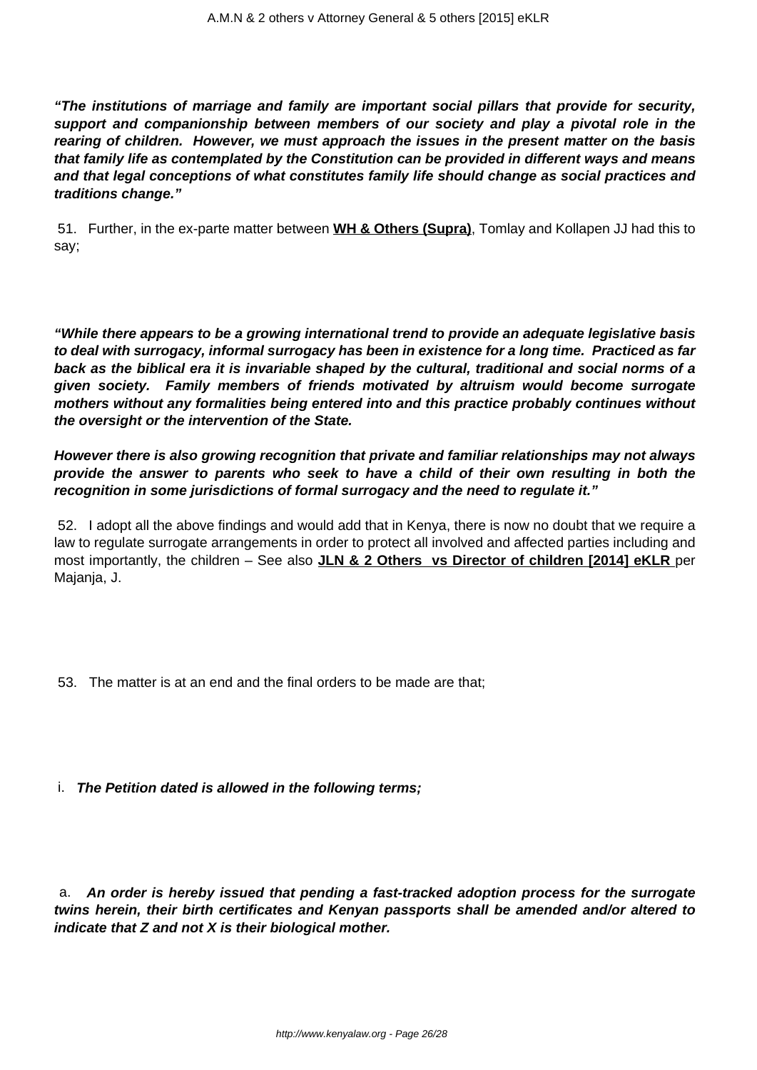***"The institutions of marriage and family are important social pillars that provide for security, support and companionship between members of our society and play a pivotal role in the rearing of children. However, we must approach the issues in the present matter on the basis that family life as contemplated by the Constitution can be provided in different ways and means and that legal conceptions of what constitutes family life should change as social practices and traditions change."***

51. Further, in the ex-parte matter between **WH & Others (Supra)**, Tomlay and Kollapen JJ had this to say;

***"While there appears to be a growing international trend to provide an adequate legislative basis to deal with surrogacy, informal surrogacy has been in existence for a long time. Practiced as far back as the biblical era it is invariable shaped by the cultural, traditional and social norms of a given society. Family members of friends motivated by altruism would become surrogate mothers without any formalities being entered into and this practice probably continues without the oversight or the intervention of the State.***

***However there is also growing recognition that private and familiar relationships may not always provide the answer to parents who seek to have a child of their own resulting in both the recognition in some jurisdictions of formal surrogacy and the need to regulate it."***

52. I adopt all the above findings and would add that in Kenya, there is now no doubt that we require a law to regulate surrogate arrangements in order to protect all involved and affected parties including and most importantly, the children – See also **JLN & 2 Others vs Director of children [2014] eKLR** per Majanja, J.

53. The matter is at an end and the final orders to be made are that;

i. ***The Petition dated is allowed in the following terms;***

a. ***An order is hereby issued that pending a fast-tracked adoption process for the surrogate twins herein, their birth certificates and Kenyan passports shall be amended and/or altered to indicate that Z and not X is their biological mother.***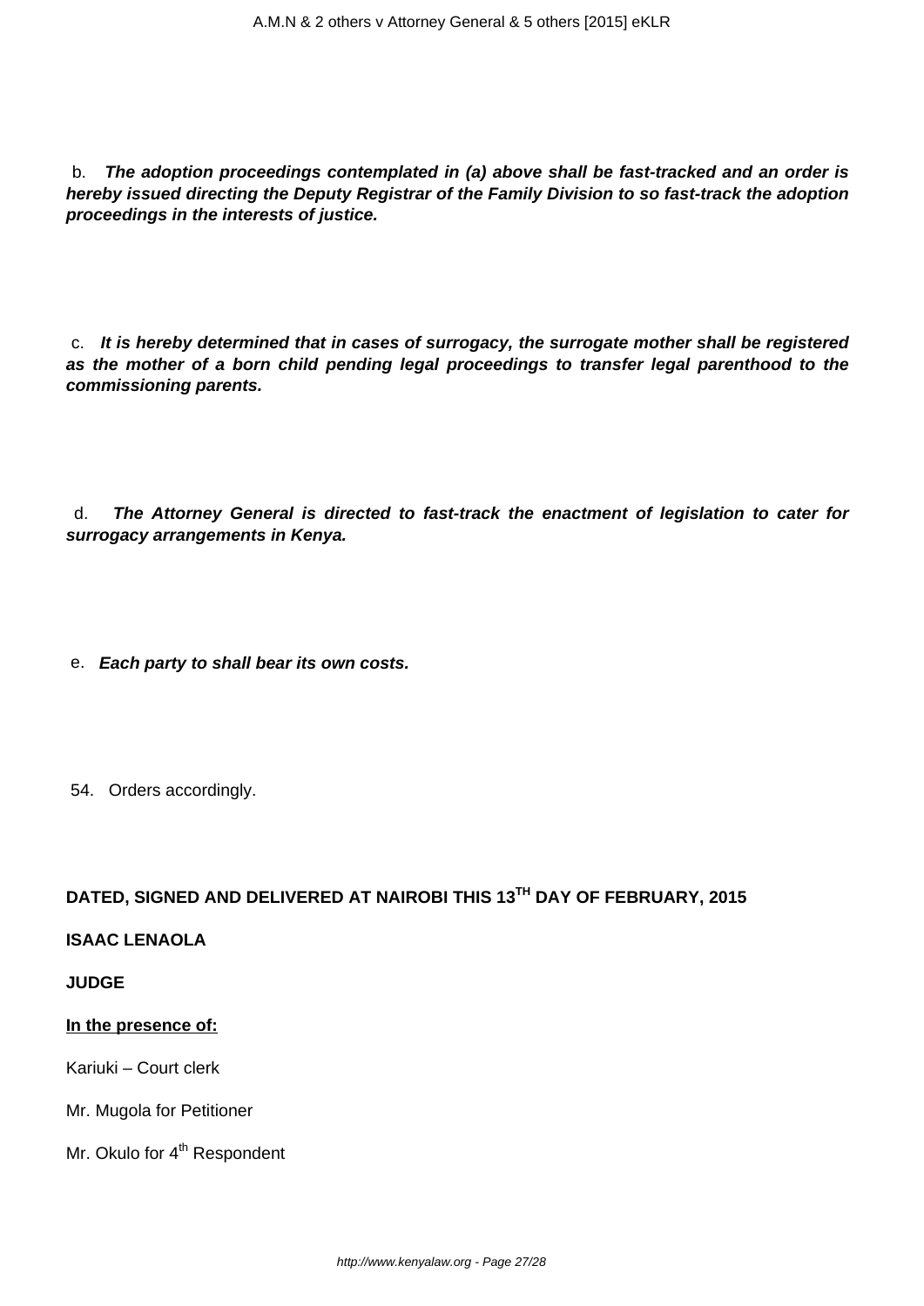b. ***The adoption proceedings contemplated in (a) above shall be fast-tracked and an order is hereby issued directing the Deputy Registrar of the Family Division to so fast-track the adoption proceedings in the interests of justice.***

c. ***It is hereby determined that in cases of surrogacy, the surrogate mother shall be registered as the mother of a born child pending legal proceedings to transfer legal parenthood to the commissioning parents.***

d. ***The Attorney General is directed to fast-track the enactment of legislation to cater for surrogacy arrangements in Kenya.***

e. ***Each party to shall bear its own costs.***

54. Orders accordingly.

**DATED, SIGNED AND DELIVERED AT NAIROBI THIS 13TH DAY OF FEBRUARY, 2015**

**ISAAC LENAOLA**

**JUDGE**

**<u>In the presence of:</u>**

Kariuki – Court clerk

Mr. Mugola for Petitioner

Mr. Okulo for 4th Respondent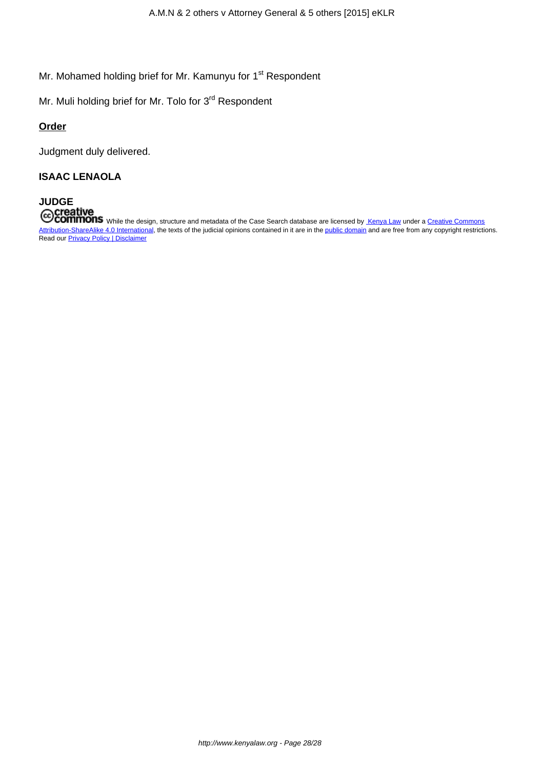Mr. Mohamed holding brief for Mr. Kamunyu for 1st Respondent

Mr. Muli holding brief for Mr. Tolo for 3rd Respondent

**Order**

Judgment duly delivered.

**ISAAC LENAOLA**

**JUDGE**

While the design, structure and metadata of the Case Search database are licensed by Kenya Law under a Creative Commons Attribution-ShareAlike 4.0 International, the texts of the judicial opinions contained in it are in the public domain and are free from any copyright restrictions. Read our Privacy Policy | Disclaimer